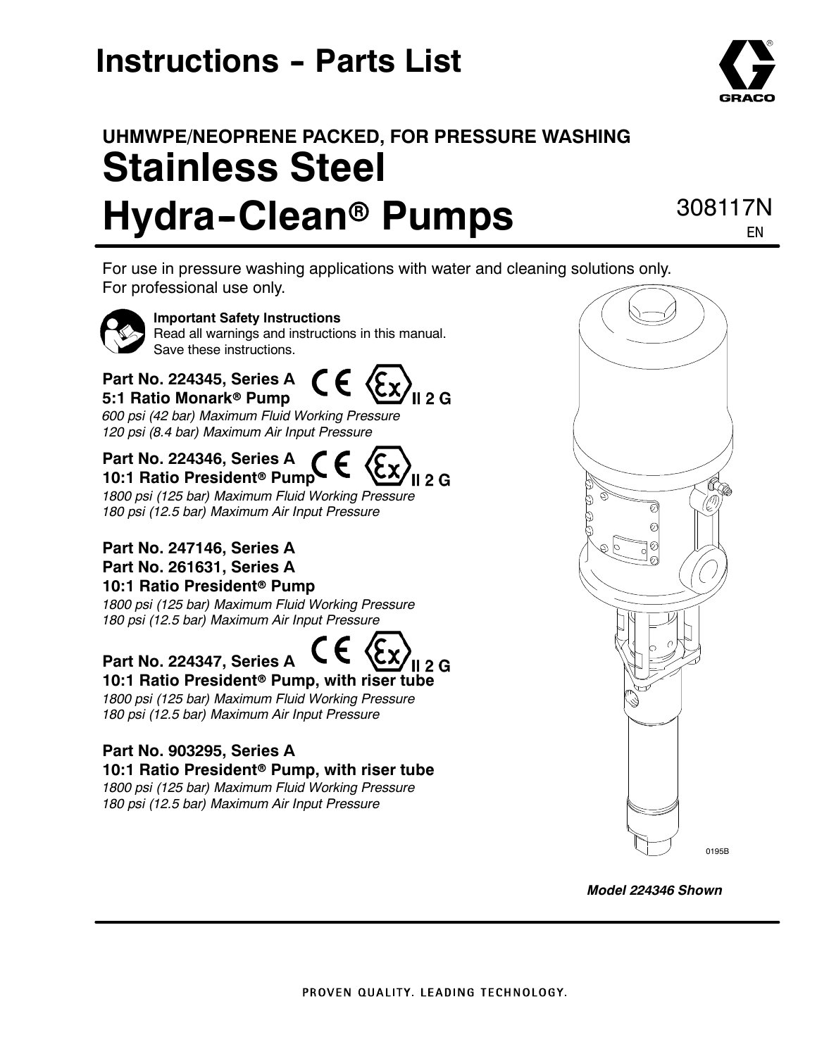# Instructions - Parts List

## UHMWPE/NEOPRENE PACKED, FOR PRESSURE WASHING

# Stainless Steel Hydra-Clean® Pumps

308117N

EN

For use in pressure washing applications with water and cleaning solutions only.
For professional use only.

**Important Safety Instructions**
Read all warnings and instructions in this manual.
Save these instructions.

**Part No. 224345, Series A**
**5:1 Ratio Monark® Pump** CE II 2 G
*600 psi (42 bar) Maximum Fluid Working Pressure*
*120 psi (8.4 bar) Maximum Air Input Pressure*

**Part No. 224346, Series A**
**10:1 Ratio President® Pump** CE II 2 G
*1800 psi (125 bar) Maximum Fluid Working Pressure*
*180 psi (12.5 bar) Maximum Air Input Pressure*

**Part No. 247146, Series A**
**Part No. 261631, Series A**
**10:1 Ratio President® Pump**
*1800 psi (125 bar) Maximum Fluid Working Pressure*
*180 psi (12.5 bar) Maximum Air Input Pressure*

**Part No. 224347, Series A** CE II 2 G
**10:1 Ratio President® Pump, with riser tube**
*1800 psi (125 bar) Maximum Fluid Working Pressure*
*180 psi (12.5 bar) Maximum Air Input Pressure*

**Part No. 903295, Series A**
**10:1 Ratio President® Pump, with riser tube**
*1800 psi (125 bar) Maximum Fluid Working Pressure*
*180 psi (12.5 bar) Maximum Air Input Pressure*

0195B

***Model 224346 Shown***

PROVEN QUALITY. LEADING TECHNOLOGY.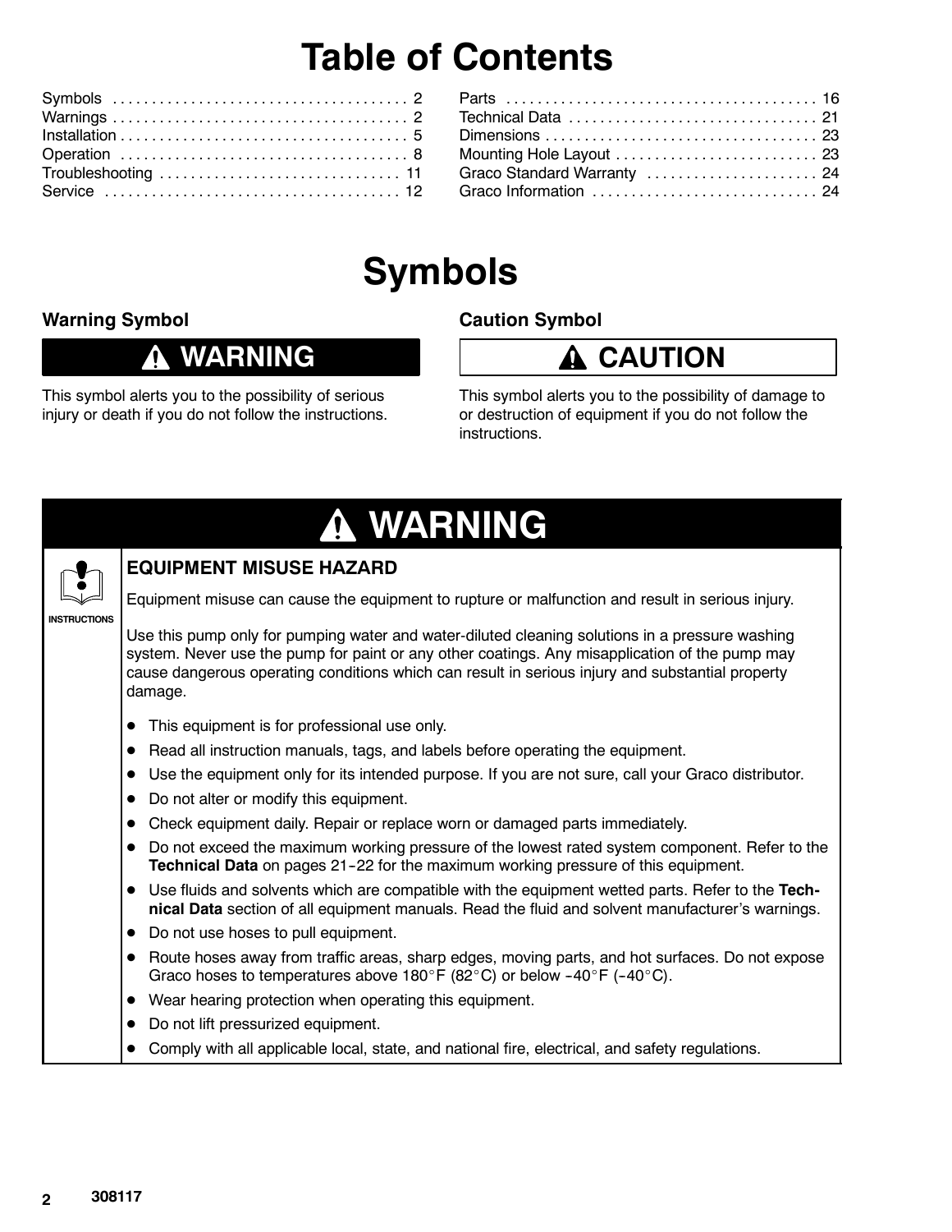# Table of Contents

| | |
|---|---|
| Symbols | 2 |
| Warnings | 2 |
| Installation | 5 |
| Operation | 8 |
| Troubleshooting | 11 |
| Service | 12 |
| Parts | 16 |
| Technical Data | 21 |
| Dimensions | 23 |
| Mounting Hole Layout | 23 |
| Graco Standard Warranty | 24 |
| Graco Information | 24 |

# Symbols

### Warning Symbol

**⚠ WARNING**

This symbol alerts you to the possibility of serious injury or death if you do not follow the instructions.

### Caution Symbol

**⚠ CAUTION**

This symbol alerts you to the possibility of damage to or destruction of equipment if you do not follow the instructions.

## ⚠ WARNING

INSTRUCTIONS

### EQUIPMENT MISUSE HAZARD

Equipment misuse can cause the equipment to rupture or malfunction and result in serious injury.

Use this pump only for pumping water and water-diluted cleaning solutions in a pressure washing system. Never use the pump for paint or any other coatings. Any misapplication of the pump may cause dangerous operating conditions which can result in serious injury and substantial property damage.

- This equipment is for professional use only.
- Read all instruction manuals, tags, and labels before operating the equipment.
- Use the equipment only for its intended purpose. If you are not sure, call your Graco distributor.
- Do not alter or modify this equipment.
- Check equipment daily. Repair or replace worn or damaged parts immediately.
- Do not exceed the maximum working pressure of the lowest rated system component. Refer to the **Technical Data** on pages 21–22 for the maximum working pressure of this equipment.
- Use fluids and solvents which are compatible with the equipment wetted parts. Refer to the **Technical Data** section of all equipment manuals. Read the fluid and solvent manufacturer's warnings.
- Do not use hoses to pull equipment.
- Route hoses away from traffic areas, sharp edges, moving parts, and hot surfaces. Do not expose Graco hoses to temperatures above 180°F (82°C) or below –40°F (–40°C).
- Wear hearing protection when operating this equipment.
- Do not lift pressurized equipment.
- Comply with all applicable local, state, and national fire, electrical, and safety regulations.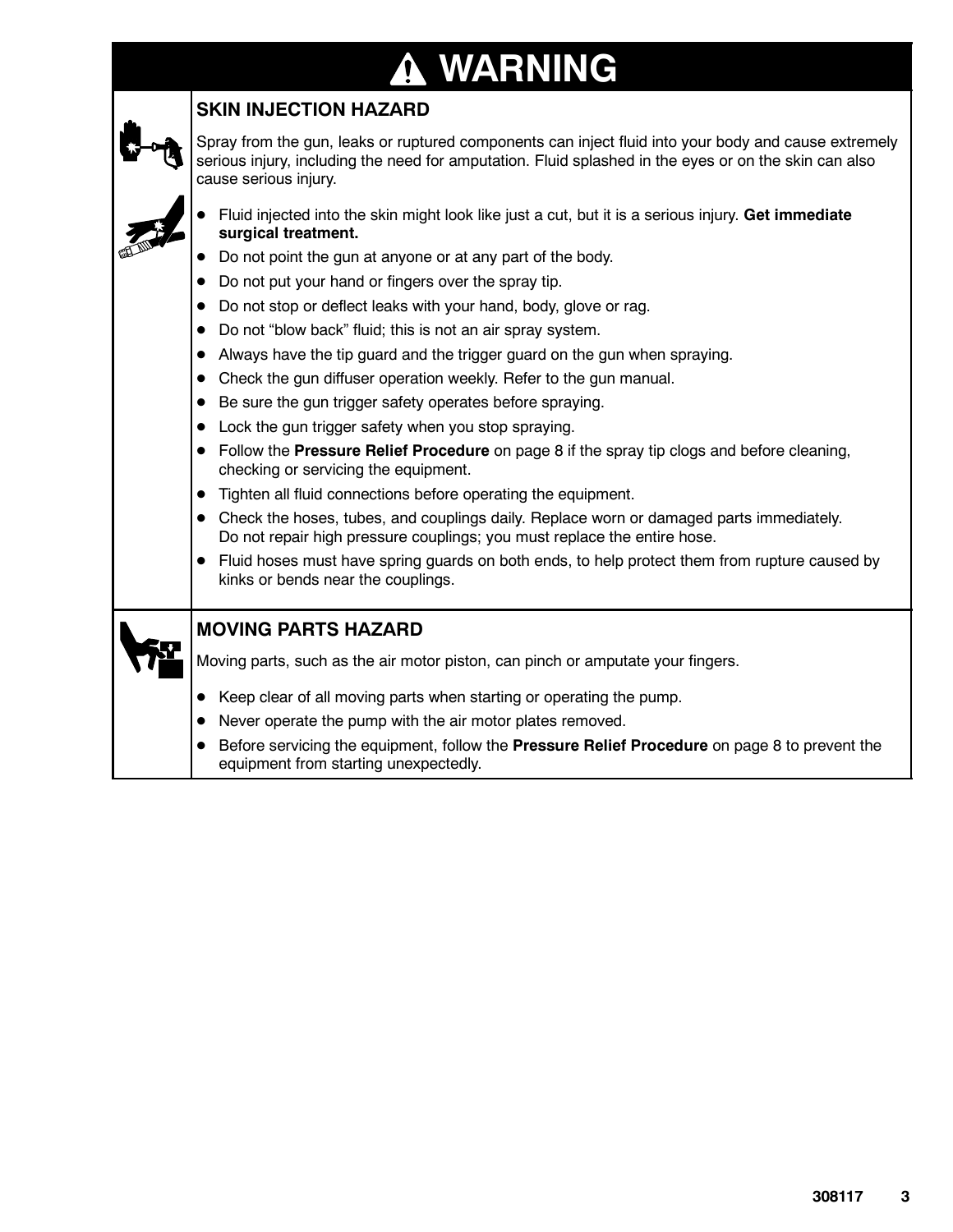# ⚠ WARNING

## SKIN INJECTION HAZARD

Spray from the gun, leaks or ruptured components can inject fluid into your body and cause extremely serious injury, including the need for amputation. Fluid splashed in the eyes or on the skin can also cause serious injury.

- Fluid injected into the skin might look like just a cut, but it is a serious injury. **Get immediate surgical treatment.**
- Do not point the gun at anyone or at any part of the body.
- Do not put your hand or fingers over the spray tip.
- Do not stop or deflect leaks with your hand, body, glove or rag.
- Do not "blow back" fluid; this is not an air spray system.
- Always have the tip guard and the trigger guard on the gun when spraying.
- Check the gun diffuser operation weekly. Refer to the gun manual.
- Be sure the gun trigger safety operates before spraying.
- Lock the gun trigger safety when you stop spraying.
- Follow the **Pressure Relief Procedure** on page 8 if the spray tip clogs and before cleaning, checking or servicing the equipment.
- Tighten all fluid connections before operating the equipment.
- Check the hoses, tubes, and couplings daily. Replace worn or damaged parts immediately. Do not repair high pressure couplings; you must replace the entire hose.
- Fluid hoses must have spring guards on both ends, to help protect them from rupture caused by kinks or bends near the couplings.

## MOVING PARTS HAZARD

Moving parts, such as the air motor piston, can pinch or amputate your fingers.

- Keep clear of all moving parts when starting or operating the pump.
- Never operate the pump with the air motor plates removed.
- Before servicing the equipment, follow the **Pressure Relief Procedure** on page 8 to prevent the equipment from starting unexpectedly.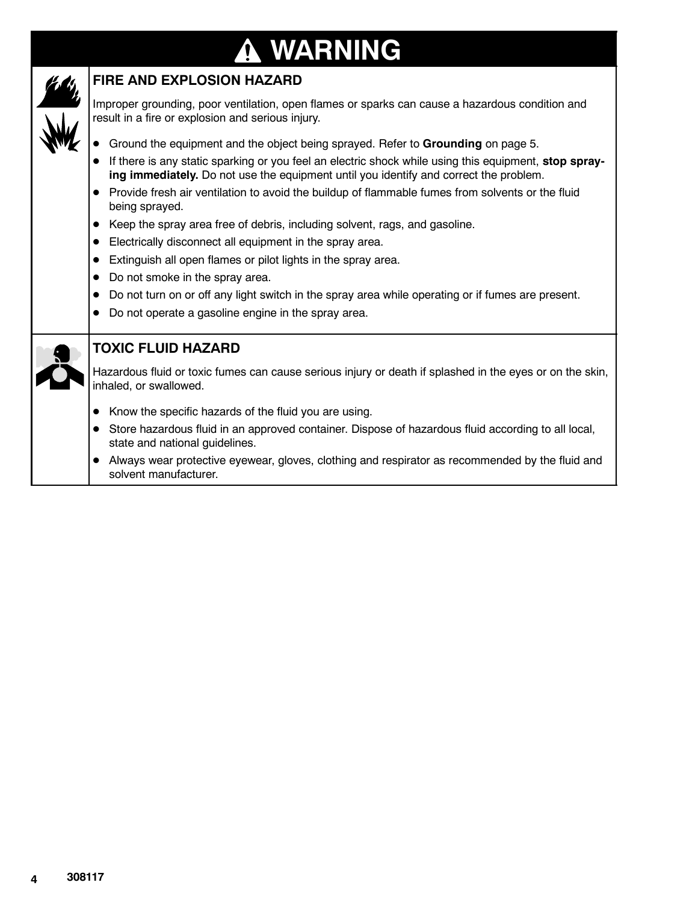# ⚠ WARNING

## FIRE AND EXPLOSION HAZARD

Improper grounding, poor ventilation, open flames or sparks can cause a hazardous condition and result in a fire or explosion and serious injury.

- Ground the equipment and the object being sprayed. Refer to **Grounding** on page 5.
- If there is any static sparking or you feel an electric shock while using this equipment, **stop spraying immediately.** Do not use the equipment until you identify and correct the problem.
- Provide fresh air ventilation to avoid the buildup of flammable fumes from solvents or the fluid being sprayed.
- Keep the spray area free of debris, including solvent, rags, and gasoline.
- Electrically disconnect all equipment in the spray area.
- Extinguish all open flames or pilot lights in the spray area.
- Do not smoke in the spray area.
- Do not turn on or off any light switch in the spray area while operating or if fumes are present.
- Do not operate a gasoline engine in the spray area.

## TOXIC FLUID HAZARD

Hazardous fluid or toxic fumes can cause serious injury or death if splashed in the eyes or on the skin, inhaled, or swallowed.

- Know the specific hazards of the fluid you are using.
- Store hazardous fluid in an approved container. Dispose of hazardous fluid according to all local, state and national guidelines.
- Always wear protective eyewear, gloves, clothing and respirator as recommended by the fluid and solvent manufacturer.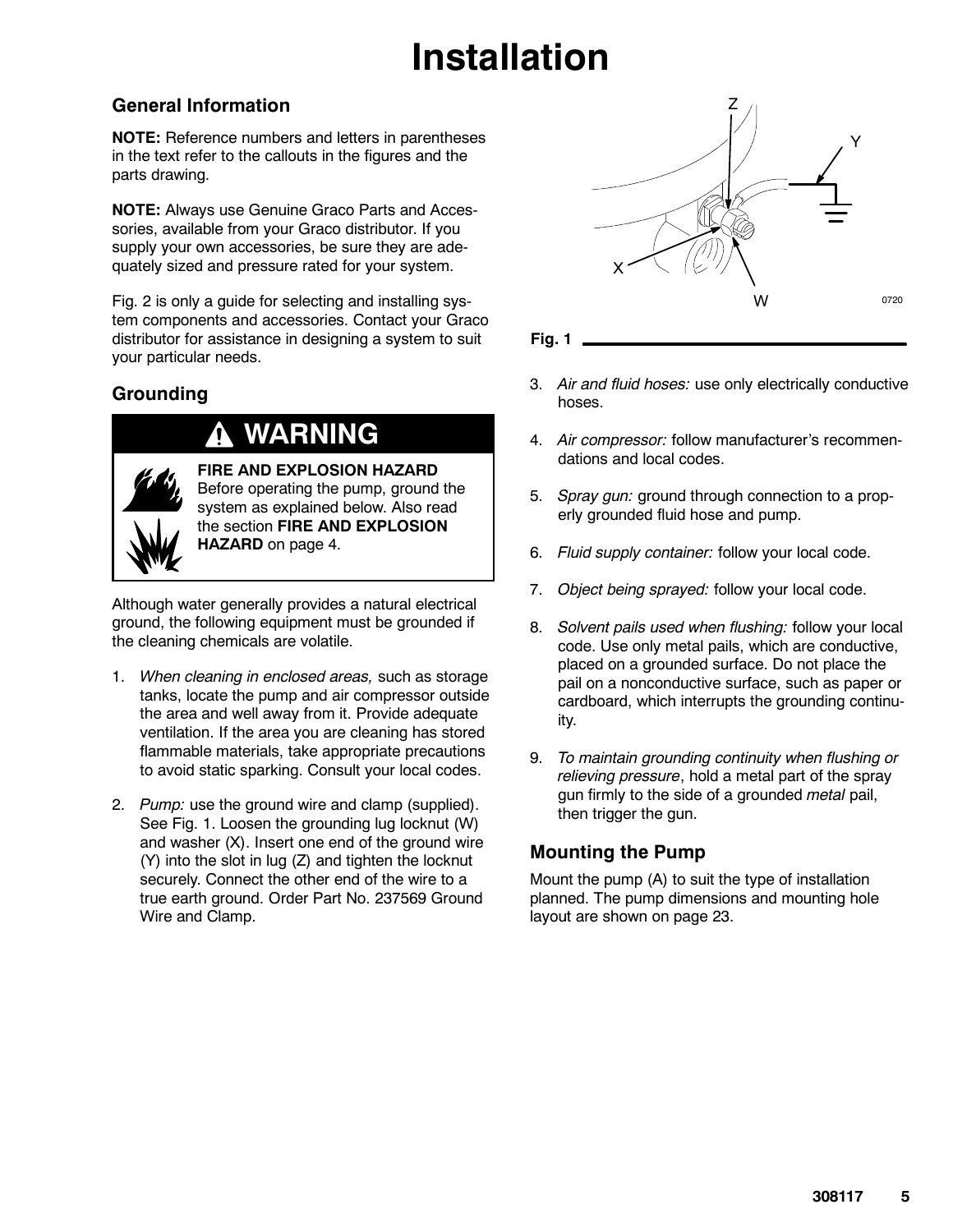# Installation

## General Information

**NOTE:** Reference numbers and letters in parentheses in the text refer to the callouts in the figures and the parts drawing.

**NOTE:** Always use Genuine Graco Parts and Accessories, available from your Graco distributor. If you supply your own accessories, be sure they are adequately sized and pressure rated for your system.

Fig. 2 is only a guide for selecting and installing system components and accessories. Contact your Graco distributor for assistance in designing a system to suit your particular needs.

## Grounding

**WARNING**

**FIRE AND EXPLOSION HAZARD**
Before operating the pump, ground the system as explained below. Also read the section **FIRE AND EXPLOSION HAZARD** on page 4.

Although water generally provides a natural electrical ground, the following equipment must be grounded if the cleaning chemicals are volatile.

1. *When cleaning in enclosed areas,* such as storage tanks, locate the pump and air compressor outside the area and well away from it. Provide adequate ventilation. If the area you are cleaning has stored flammable materials, take appropriate precautions to avoid static sparking. Consult your local codes.
2. *Pump:* use the ground wire and clamp (supplied). See Fig. 1. Loosen the grounding lug locknut (W) and washer (X). Insert one end of the ground wire (Y) into the slot in lug (Z) and tighten the locknut securely. Connect the other end of the wire to a true earth ground. Order Part No. 237569 Ground Wire and Clamp.

Fig. 1

3. *Air and fluid hoses:* use only electrically conductive hoses.
4. *Air compressor:* follow manufacturer's recommendations and local codes.
5. *Spray gun:* ground through connection to a properly grounded fluid hose and pump.
6. *Fluid supply container:* follow your local code.
7. *Object being sprayed:* follow your local code.
8. *Solvent pails used when flushing:* follow your local code. Use only metal pails, which are conductive, placed on a grounded surface. Do not place the pail on a nonconductive surface, such as paper or cardboard, which interrupts the grounding continuity.
9. *To maintain grounding continuity when flushing or relieving pressure*, hold a metal part of the spray gun firmly to the side of a grounded *metal* pail, then trigger the gun.

## Mounting the Pump

Mount the pump (A) to suit the type of installation planned. The pump dimensions and mounting hole layout are shown on page 23.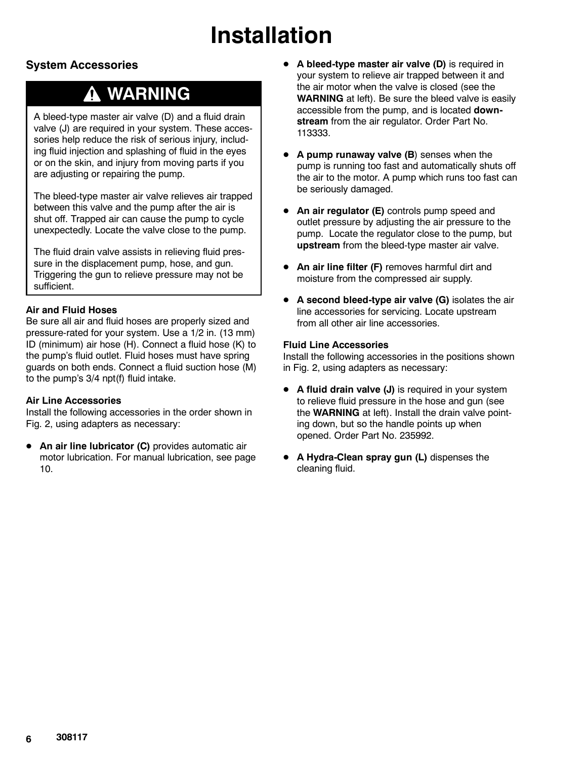# Installation

## System Accessories

### ⚠ WARNING

A bleed-type master air valve (D) and a fluid drain valve (J) are required in your system. These accessories help reduce the risk of serious injury, including fluid injection and splashing of fluid in the eyes or on the skin, and injury from moving parts if you are adjusting or repairing the pump.

The bleed-type master air valve relieves air trapped between this valve and the pump after the air is shut off. Trapped air can cause the pump to cycle unexpectedly. Locate the valve close to the pump.

The fluid drain valve assists in relieving fluid pressure in the displacement pump, hose, and gun. Triggering the gun to relieve pressure may not be sufficient.

**Air and Fluid Hoses**
Be sure all air and fluid hoses are properly sized and pressure-rated for your system. Use a 1/2 in. (13 mm) ID (minimum) air hose (H). Connect a fluid hose (K) to the pump's fluid outlet. Fluid hoses must have spring guards on both ends. Connect a fluid suction hose (M) to the pump's 3/4 npt(f) fluid intake.

**Air Line Accessories**
Install the following accessories in the order shown in Fig. 2, using adapters as necessary:

- **An air line lubricator (C)** provides automatic air motor lubrication. For manual lubrication, see page 10.
- **A bleed-type master air valve (D)** is required in your system to relieve air trapped between it and the air motor when the valve is closed (see the **WARNING** at left). Be sure the bleed valve is easily accessible from the pump, and is located **downstream** from the air regulator. Order Part No. 113333.
- **A pump runaway valve (B**) senses when the pump is running too fast and automatically shuts off the air to the motor. A pump which runs too fast can be seriously damaged.
- **An air regulator (E)** controls pump speed and outlet pressure by adjusting the air pressure to the pump. Locate the regulator close to the pump, but **upstream** from the bleed-type master air valve.
- **An air line filter (F)** removes harmful dirt and moisture from the compressed air supply.
- **A second bleed-type air valve (G)** isolates the air line accessories for servicing. Locate upstream from all other air line accessories.

**Fluid Line Accessories**
Install the following accessories in the positions shown in Fig. 2, using adapters as necessary:

- **A fluid drain valve (J)** is required in your system to relieve fluid pressure in the hose and gun (see the **WARNING** at left). Install the drain valve pointing down, but so the handle points up when opened. Order Part No. 235992.
- **A Hydra-Clean spray gun (L)** dispenses the cleaning fluid.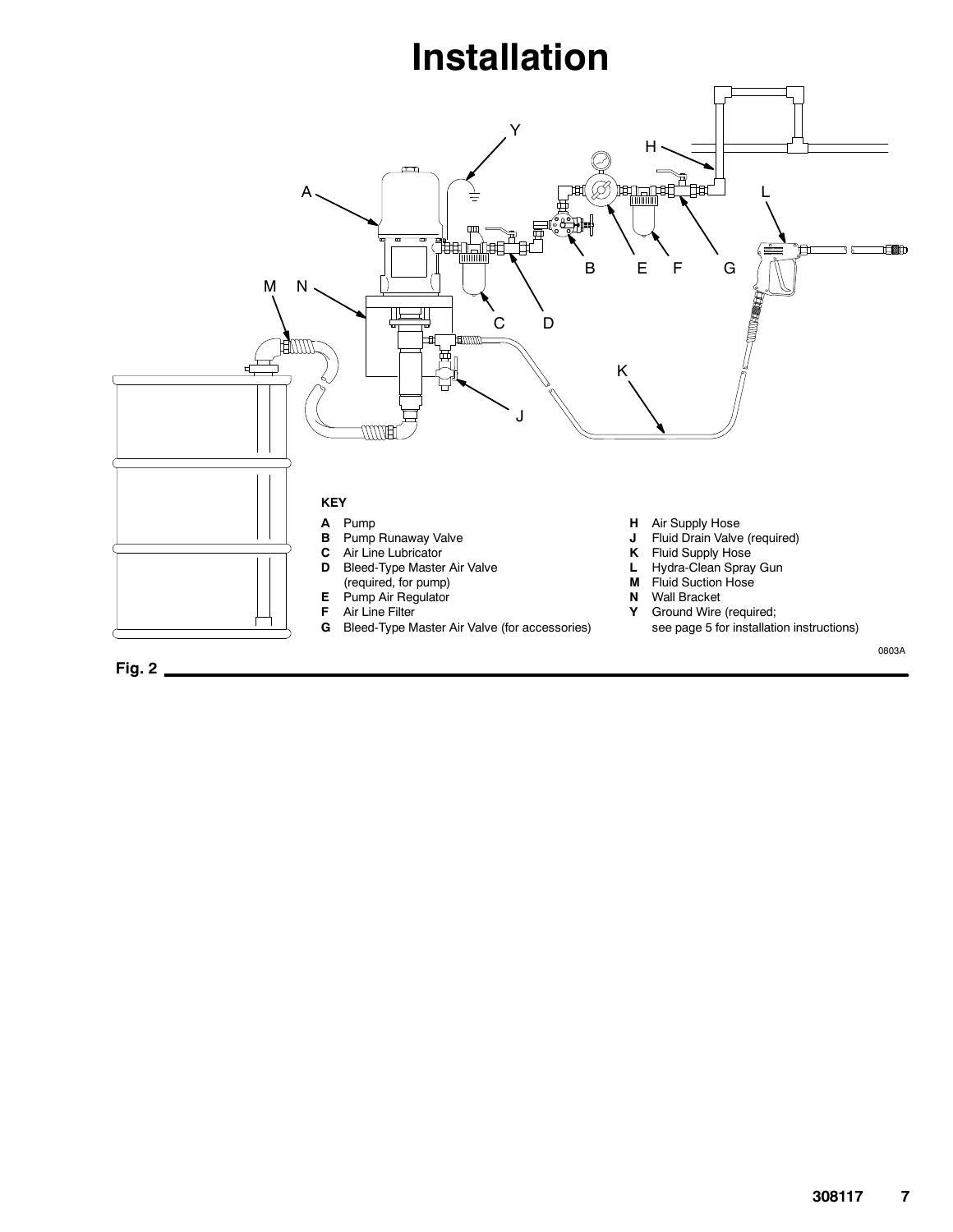# Installation

**KEY**

- **A** Pump
- **B** Pump Runaway Valve
- **C** Air Line Lubricator
- **D** Bleed-Type Master Air Valve (required, for pump)
- **E** Pump Air Regulator
- **F** Air Line Filter
- **G** Bleed-Type Master Air Valve (for accessories)
- **H** Air Supply Hose
- **J** Fluid Drain Valve (required)
- **K** Fluid Supply Hose
- **L** Hydra-Clean Spray Gun
- **M** Fluid Suction Hose
- **N** Wall Bracket
- **Y** Ground Wire (required; see page 5 for installation instructions)

0803A

**Fig. 2**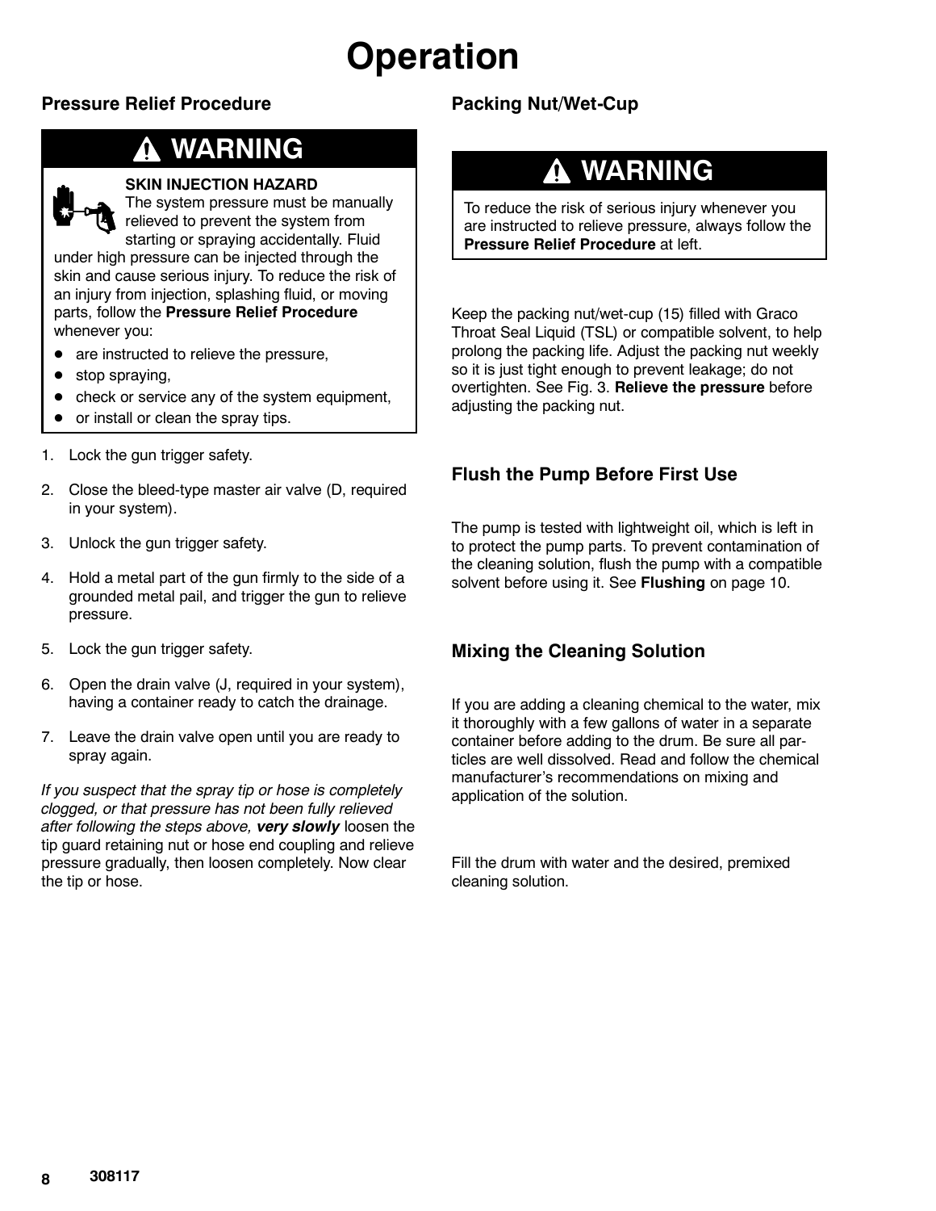# Operation

## Pressure Relief Procedure

**⚠ WARNING**

**SKIN INJECTION HAZARD**
The system pressure must be manually relieved to prevent the system from starting or spraying accidentally. Fluid under high pressure can be injected through the skin and cause serious injury. To reduce the risk of an injury from injection, splashing fluid, or moving parts, follow the **Pressure Relief Procedure** whenever you:

- are instructed to relieve the pressure,
- stop spraying,
- check or service any of the system equipment,
- or install or clean the spray tips.

1. Lock the gun trigger safety.
2. Close the bleed-type master air valve (D, required in your system).
3. Unlock the gun trigger safety.
4. Hold a metal part of the gun firmly to the side of a grounded metal pail, and trigger the gun to relieve pressure.
5. Lock the gun trigger safety.
6. Open the drain valve (J, required in your system), having a container ready to catch the drainage.
7. Leave the drain valve open until you are ready to spray again.

*If you suspect that the spray tip or hose is completely clogged, or that pressure has not been fully relieved after following the steps above,* ***very slowly*** loosen the tip guard retaining nut or hose end coupling and relieve pressure gradually, then loosen completely. Now clear the tip or hose.

## Packing Nut/Wet-Cup

**⚠ WARNING**

To reduce the risk of serious injury whenever you are instructed to relieve pressure, always follow the **Pressure Relief Procedure** at left.

Keep the packing nut/wet-cup (15) filled with Graco Throat Seal Liquid (TSL) or compatible solvent, to help prolong the packing life. Adjust the packing nut weekly so it is just tight enough to prevent leakage; do not overtighten. See Fig. 3. **Relieve the pressure** before adjusting the packing nut.

## Flush the Pump Before First Use

The pump is tested with lightweight oil, which is left in to protect the pump parts. To prevent contamination of the cleaning solution, flush the pump with a compatible solvent before using it. See **Flushing** on page 10.

## Mixing the Cleaning Solution

If you are adding a cleaning chemical to the water, mix it thoroughly with a few gallons of water in a separate container before adding to the drum. Be sure all particles are well dissolved. Read and follow the chemical manufacturer's recommendations on mixing and application of the solution.

Fill the drum with water and the desired, premixed cleaning solution.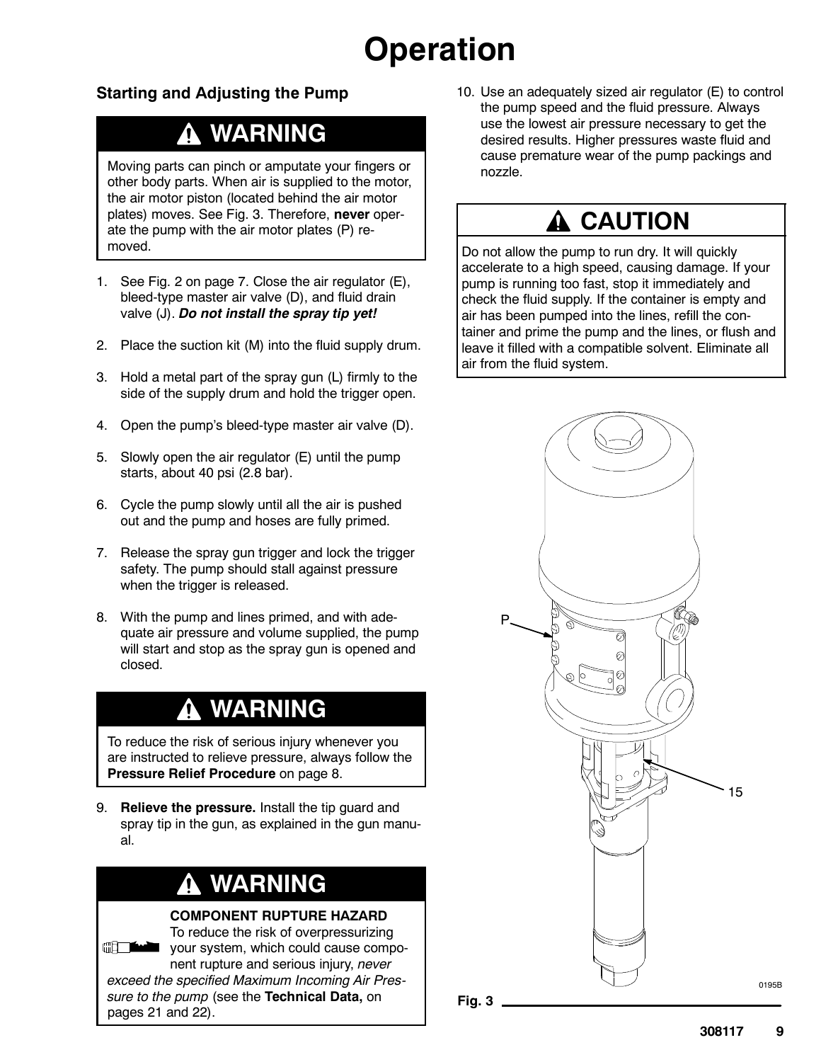# Operation

## Starting and Adjusting the Pump

> **⚠ WARNING**
>
> Moving parts can pinch or amputate your fingers or other body parts. When air is supplied to the motor, the air motor piston (located behind the air motor plates) moves. See Fig. 3. Therefore, **never** operate the pump with the air motor plates (P) removed.

1. See Fig. 2 on page 7. Close the air regulator (E), bleed-type master air valve (D), and fluid drain valve (J). ***Do not install the spray tip yet!***
2. Place the suction kit (M) into the fluid supply drum.
3. Hold a metal part of the spray gun (L) firmly to the side of the supply drum and hold the trigger open.
4. Open the pump's bleed-type master air valve (D).
5. Slowly open the air regulator (E) until the pump starts, about 40 psi (2.8 bar).
6. Cycle the pump slowly until all the air is pushed out and the pump and hoses are fully primed.
7. Release the spray gun trigger and lock the trigger safety. The pump should stall against pressure when the trigger is released.
8. With the pump and lines primed, and with adequate air pressure and volume supplied, the pump will start and stop as the spray gun is opened and closed.

> **⚠ WARNING**
>
> To reduce the risk of serious injury whenever you are instructed to relieve pressure, always follow the **Pressure Relief Procedure** on page 8.

9. **Relieve the pressure.** Install the tip guard and spray tip in the gun, as explained in the gun manual.

> **⚠ WARNING**
>
> **COMPONENT RUPTURE HAZARD**
>
> To reduce the risk of overpressurizing your system, which could cause component rupture and serious injury, *never exceed the specified Maximum Incoming Air Pressure to the pump* (see the **Technical Data,** on pages 21 and 22).

10. Use an adequately sized air regulator (E) to control the pump speed and the fluid pressure. Always use the lowest air pressure necessary to get the desired results. Higher pressures waste fluid and cause premature wear of the pump packings and nozzle.

> **⚠ CAUTION**
>
> Do not allow the pump to run dry. It will quickly accelerate to a high speed, causing damage. If your pump is running too fast, stop it immediately and check the fluid supply. If the container is empty and air has been pumped into the lines, refill the container and prime the pump and the lines, or flush and leave it filled with a compatible solvent. Eliminate all air from the fluid system.

P

15

0195B

**Fig. 3**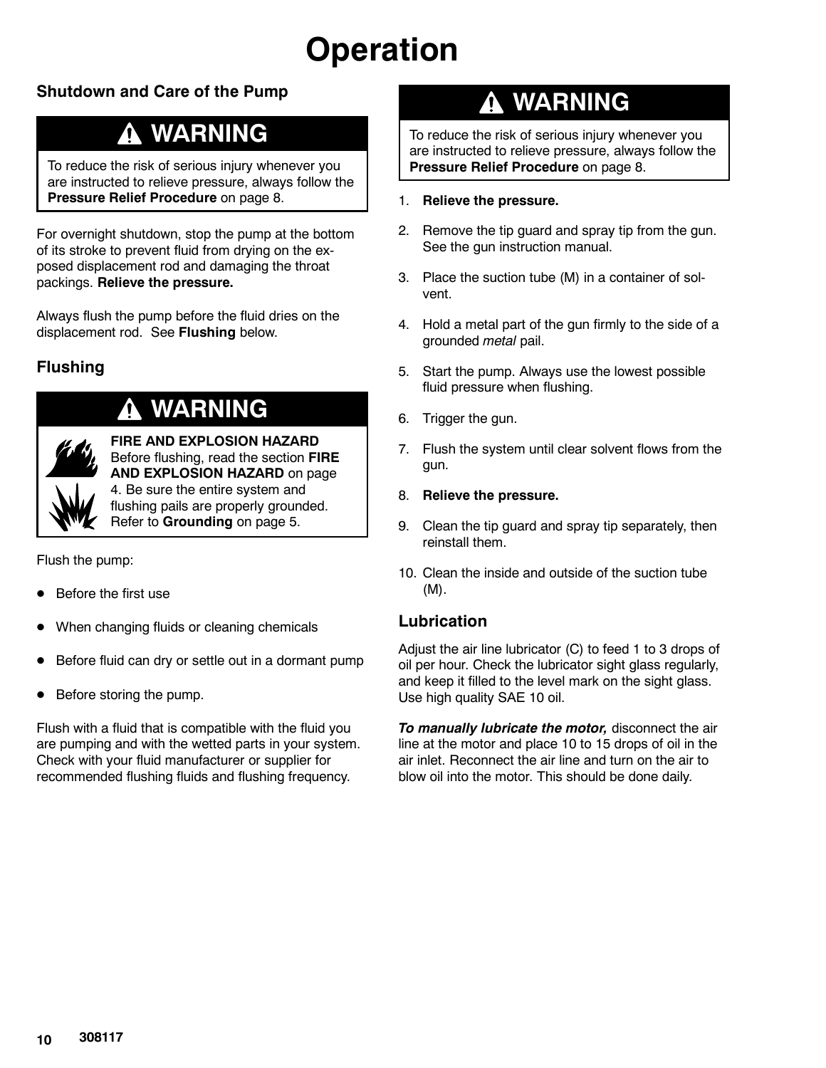# Operation

## Shutdown and Care of the Pump

> **⚠ WARNING**
>
> To reduce the risk of serious injury whenever you are instructed to relieve pressure, always follow the **Pressure Relief Procedure** on page 8.

For overnight shutdown, stop the pump at the bottom of its stroke to prevent fluid from drying on the exposed displacement rod and damaging the throat packings. **Relieve the pressure.**

Always flush the pump before the fluid dries on the displacement rod. See **Flushing** below.

## Flushing

> **⚠ WARNING**
>
> **FIRE AND EXPLOSION HAZARD**
> Before flushing, read the section **FIRE AND EXPLOSION HAZARD** on page 4. Be sure the entire system and flushing pails are properly grounded. Refer to **Grounding** on page 5.

Flush the pump:

- Before the first use
- When changing fluids or cleaning chemicals
- Before fluid can dry or settle out in a dormant pump
- Before storing the pump.

Flush with a fluid that is compatible with the fluid you are pumping and with the wetted parts in your system. Check with your fluid manufacturer or supplier for recommended flushing fluids and flushing frequency.

> **⚠ WARNING**
>
> To reduce the risk of serious injury whenever you are instructed to relieve pressure, always follow the **Pressure Relief Procedure** on page 8.

1. **Relieve the pressure.**
2. Remove the tip guard and spray tip from the gun. See the gun instruction manual.
3. Place the suction tube (M) in a container of solvent.
4. Hold a metal part of the gun firmly to the side of a grounded *metal* pail.
5. Start the pump. Always use the lowest possible fluid pressure when flushing.
6. Trigger the gun.
7. Flush the system until clear solvent flows from the gun.
8. **Relieve the pressure.**
9. Clean the tip guard and spray tip separately, then reinstall them.
10. Clean the inside and outside of the suction tube (M).

## Lubrication

Adjust the air line lubricator (C) to feed 1 to 3 drops of oil per hour. Check the lubricator sight glass regularly, and keep it filled to the level mark on the sight glass. Use high quality SAE 10 oil.

***To manually lubricate the motor,*** disconnect the air line at the motor and place 10 to 15 drops of oil in the air inlet. Reconnect the air line and turn on the air to blow oil into the motor. This should be done daily.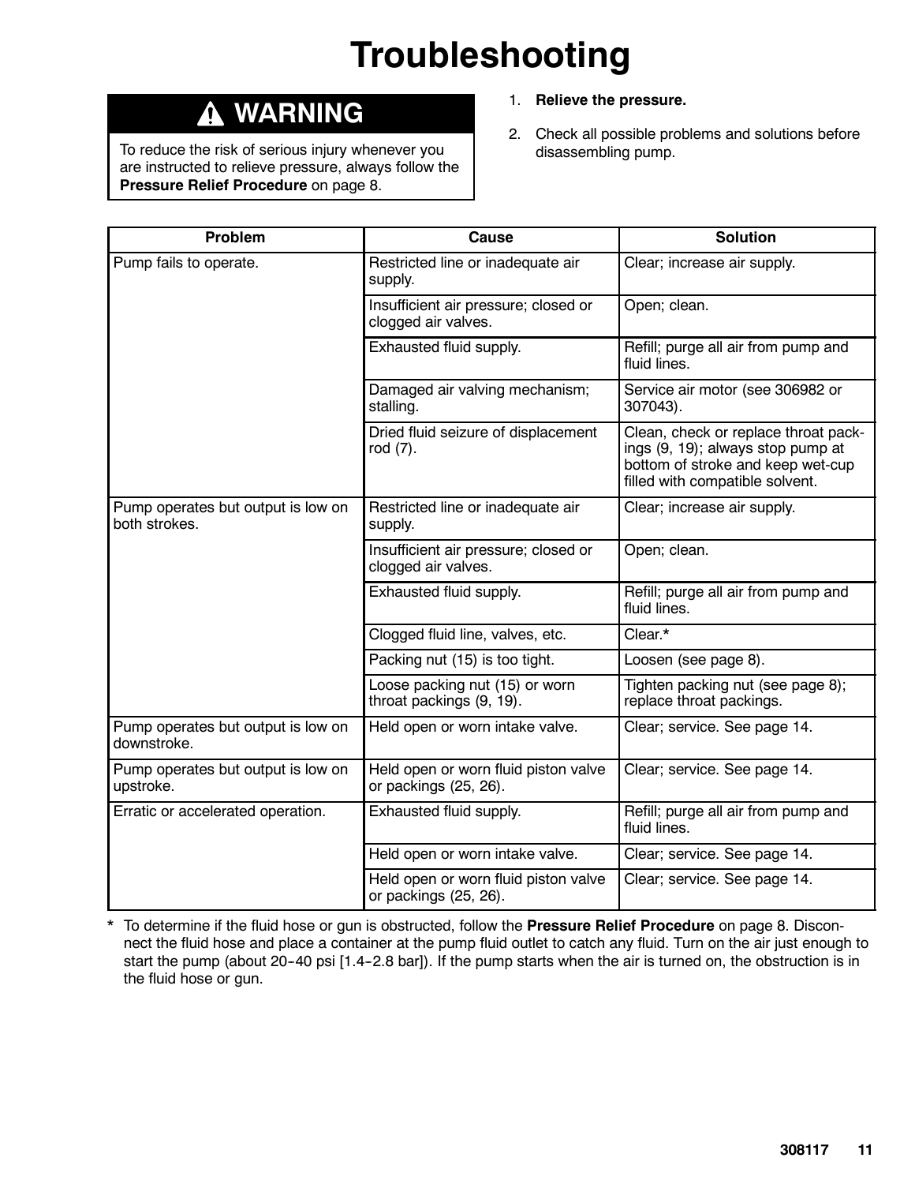# Troubleshooting

## WARNING

To reduce the risk of serious injury whenever you are instructed to relieve pressure, always follow the **Pressure Relief Procedure** on page 8.

1. **Relieve the pressure.**
2. Check all possible problems and solutions before disassembling pump.

| Problem | Cause | Solution |
| --- | --- | --- |
| Pump fails to operate. | Restricted line or inadequate air supply. | Clear; increase air supply. |
| | Insufficient air pressure; closed or clogged air valves. | Open; clean. |
| | Exhausted fluid supply. | Refill; purge all air from pump and fluid lines. |
| | Damaged air valving mechanism; stalling. | Service air motor (see 306982 or 307043). |
| | Dried fluid seizure of displacement rod (7). | Clean, check or replace throat packings (9, 19); always stop pump at bottom of stroke and keep wet-cup filled with compatible solvent. |
| Pump operates but output is low on both strokes. | Restricted line or inadequate air supply. | Clear; increase air supply. |
| | Insufficient air pressure; closed or clogged air valves. | Open; clean. |
| | Exhausted fluid supply. | Refill; purge all air from pump and fluid lines. |
| | Clogged fluid line, valves, etc. | Clear.* |
| | Packing nut (15) is too tight. | Loosen (see page 8). |
| | Loose packing nut (15) or worn throat packings (9, 19). | Tighten packing nut (see page 8); replace throat packings. |
| Pump operates but output is low on downstroke. | Held open or worn intake valve. | Clear; service. See page 14. |
| Pump operates but output is low on upstroke. | Held open or worn fluid piston valve or packings (25, 26). | Clear; service. See page 14. |
| Erratic or accelerated operation. | Exhausted fluid supply. | Refill; purge all air from pump and fluid lines. |
| | Held open or worn intake valve. | Clear; service. See page 14. |
| | Held open or worn fluid piston valve or packings (25, 26). | Clear; service. See page 14. |

\* To determine if the fluid hose or gun is obstructed, follow the **Pressure Relief Procedure** on page 8. Disconnect the fluid hose and place a container at the pump fluid outlet to catch any fluid. Turn on the air just enough to start the pump (about 20–40 psi [1.4–2.8 bar]). If the pump starts when the air is turned on, the obstruction is in the fluid hose or gun.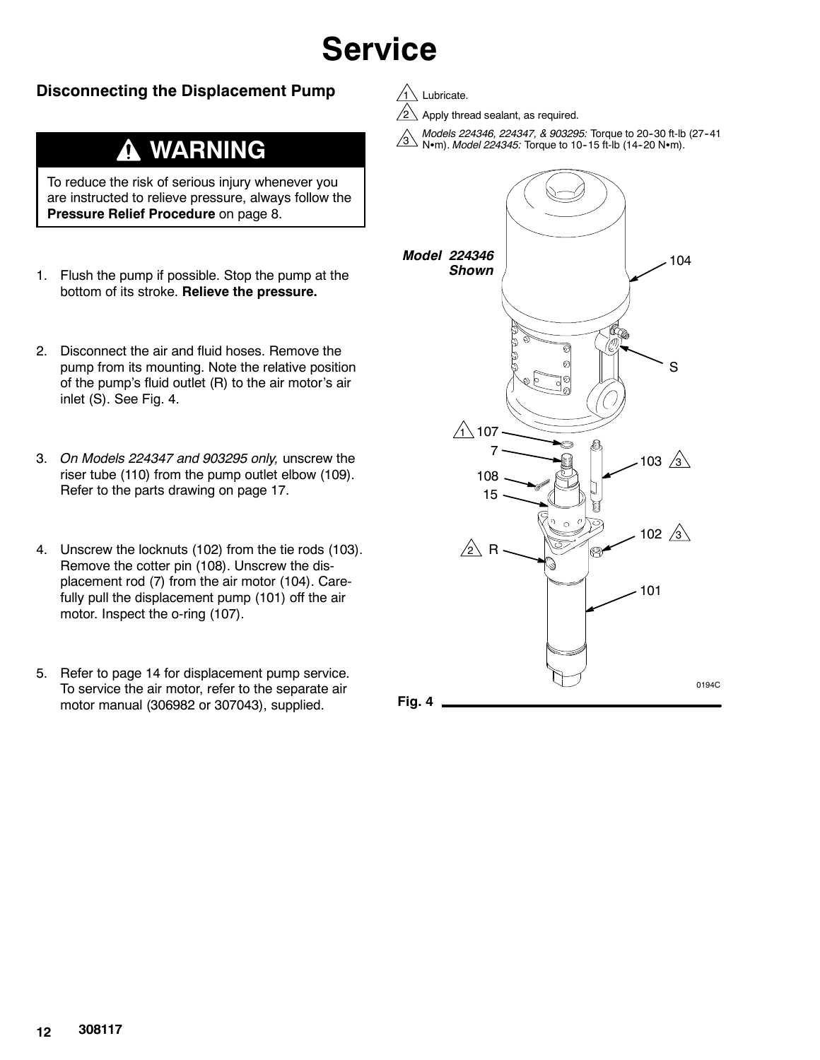# Service

## Disconnecting the Displacement Pump

> **⚠ WARNING**
>
> To reduce the risk of serious injury whenever you are instructed to relieve pressure, always follow the **Pressure Relief Procedure** on page 8.

1. Flush the pump if possible. Stop the pump at the bottom of its stroke. **Relieve the pressure.**
2. Disconnect the air and fluid hoses. Remove the pump from its mounting. Note the relative position of the pump's fluid outlet (R) to the air motor's air inlet (S). See Fig. 4.
3. *On Models 224347 and 903295 only,* unscrew the riser tube (110) from the pump outlet elbow (109). Refer to the parts drawing on page 17.
4. Unscrew the locknuts (102) from the tie rods (103). Remove the cotter pin (108). Unscrew the displacement rod (7) from the air motor (104). Carefully pull the displacement pump (101) off the air motor. Inspect the o-ring (107).
5. Refer to page 14 for displacement pump service. To service the air motor, refer to the separate air motor manual (306982 or 307043), supplied.

1. Lubricate.
2. Apply thread sealant, as required.
3. *Models 224346, 224347, & 903295:* Torque to 20-30 ft-lb (27-41 N•m). *Model 224345:* Torque to 10-15 ft-lb (14-20 N•m).

***Model 224346 Shown***

Fig. 4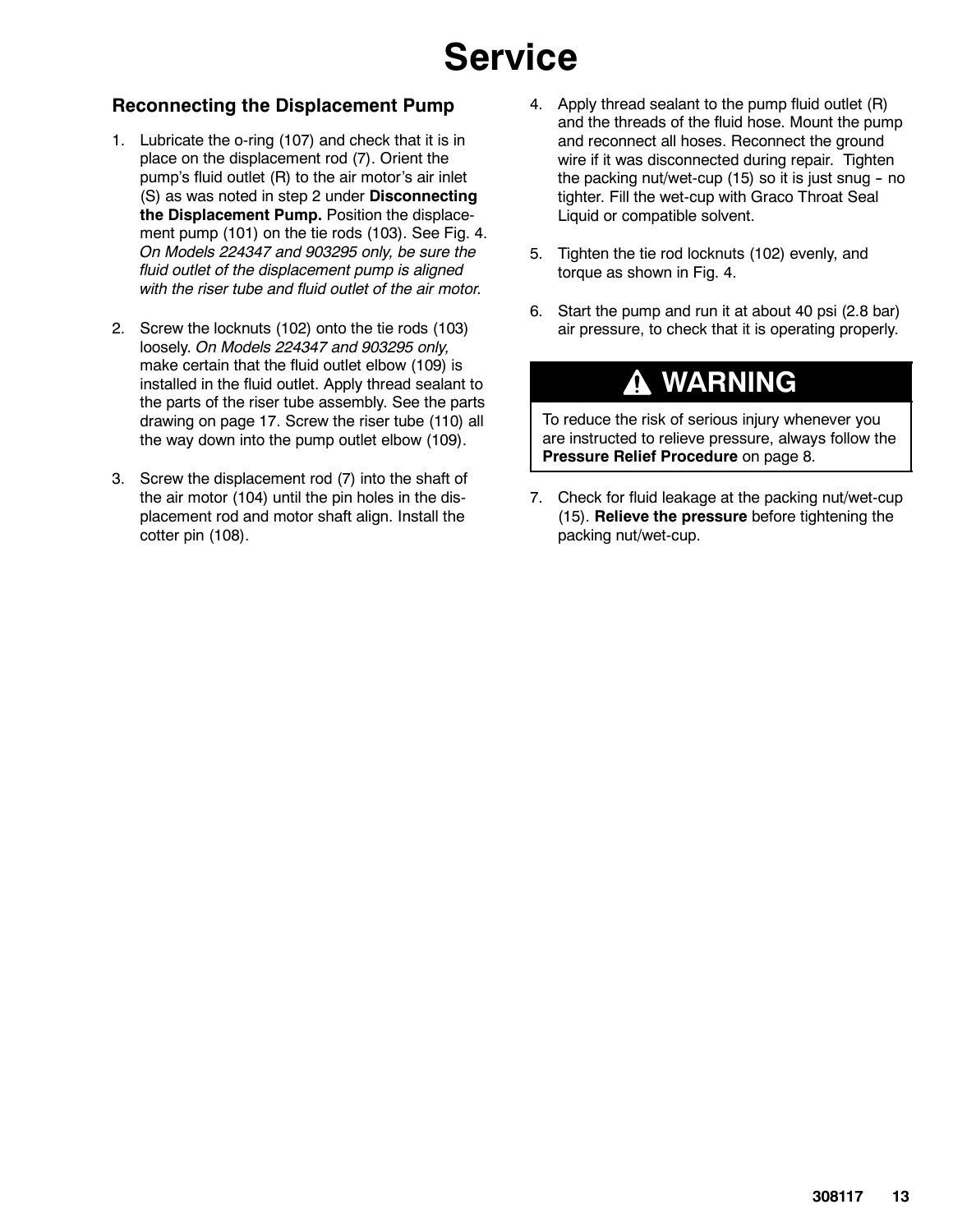# Service

## Reconnecting the Displacement Pump

1. Lubricate the o-ring (107) and check that it is in place on the displacement rod (7). Orient the pump's fluid outlet (R) to the air motor's air inlet (S) as was noted in step 2 under **Disconnecting the Displacement Pump.** Position the displacement pump (101) on the tie rods (103). See Fig. 4. *On Models 224347 and 903295 only, be sure the fluid outlet of the displacement pump is aligned with the riser tube and fluid outlet of the air motor.*

2. Screw the locknuts (102) onto the tie rods (103) loosely. *On Models 224347 and 903295 only,* make certain that the fluid outlet elbow (109) is installed in the fluid outlet. Apply thread sealant to the parts of the riser tube assembly. See the parts drawing on page 17. Screw the riser tube (110) all the way down into the pump outlet elbow (109).

3. Screw the displacement rod (7) into the shaft of the air motor (104) until the pin holes in the displacement rod and motor shaft align. Install the cotter pin (108).

4. Apply thread sealant to the pump fluid outlet (R) and the threads of the fluid hose. Mount the pump and reconnect all hoses. Reconnect the ground wire if it was disconnected during repair. Tighten the packing nut/wet-cup (15) so it is just snug – no tighter. Fill the wet-cup with Graco Throat Seal Liquid or compatible solvent.

5. Tighten the tie rod locknuts (102) evenly, and torque as shown in Fig. 4.

6. Start the pump and run it at about 40 psi (2.8 bar) air pressure, to check that it is operating properly.

**WARNING**

To reduce the risk of serious injury whenever you are instructed to relieve pressure, always follow the **Pressure Relief Procedure** on page 8.

7. Check for fluid leakage at the packing nut/wet-cup (15). **Relieve the pressure** before tightening the packing nut/wet-cup.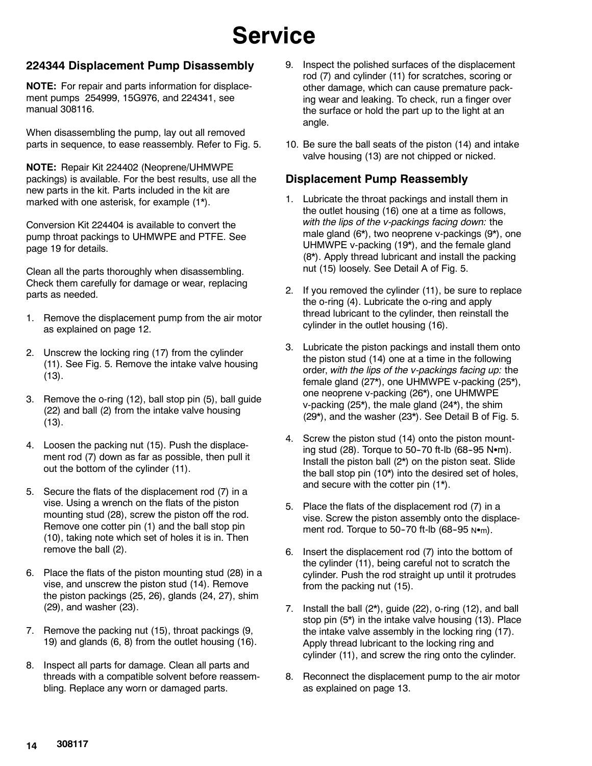# Service

## 224344 Displacement Pump Disassembly

**NOTE:** For repair and parts information for displacement pumps 254999, 15G976, and 224341, see manual 308116.

When disassembling the pump, lay out all removed parts in sequence, to ease reassembly. Refer to Fig. 5.

**NOTE:** Repair Kit 224402 (Neoprene/UHMWPE packings) is available. For the best results, use all the new parts in the kit. Parts included in the kit are marked with one asterisk, for example (1*).

Conversion Kit 224404 is available to convert the pump throat packings to UHMWPE and PTFE. See page 19 for details.

Clean all the parts thoroughly when disassembling. Check them carefully for damage or wear, replacing parts as needed.

1. Remove the displacement pump from the air motor as explained on page 12.
2. Unscrew the locking ring (17) from the cylinder (11). See Fig. 5. Remove the intake valve housing (13).
3. Remove the o-ring (12), ball stop pin (5), ball guide (22) and ball (2) from the intake valve housing (13).
4. Loosen the packing nut (15). Push the displacement rod (7) down as far as possible, then pull it out the bottom of the cylinder (11).
5. Secure the flats of the displacement rod (7) in a vise. Using a wrench on the flats of the piston mounting stud (28), screw the piston off the rod. Remove one cotter pin (1) and the ball stop pin (10), taking note which set of holes it is in. Then remove the ball (2).
6. Place the flats of the piston mounting stud (28) in a vise, and unscrew the piston stud (14). Remove the piston packings (25, 26), glands (24, 27), shim (29), and washer (23).
7. Remove the packing nut (15), throat packings (9, 19) and glands (6, 8) from the outlet housing (16).
8. Inspect all parts for damage. Clean all parts and threads with a compatible solvent before reassembling. Replace any worn or damaged parts.
9. Inspect the polished surfaces of the displacement rod (7) and cylinder (11) for scratches, scoring or other damage, which can cause premature packing wear and leaking. To check, run a finger over the surface or hold the part up to the light at an angle.
10. Be sure the ball seats of the piston (14) and intake valve housing (13) are not chipped or nicked.

## Displacement Pump Reassembly

1. Lubricate the throat packings and install them in the outlet housing (16) one at a time as follows, *with the lips of the v-packings facing down:* the male gland (6*), two neoprene v-packings (9*), one UHMWPE v-packing (19*), and the female gland (8*). Apply thread lubricant and install the packing nut (15) loosely. See Detail A of Fig. 5.
2. If you removed the cylinder (11), be sure to replace the o-ring (4). Lubricate the o-ring and apply thread lubricant to the cylinder, then reinstall the cylinder in the outlet housing (16).
3. Lubricate the piston packings and install them onto the piston stud (14) one at a time in the following order, *with the lips of the v-packings facing up:* the female gland (27*), one UHMWPE v-packing (25*), one neoprene v-packing (26*), one UHMWPE v-packing (25*), the male gland (24*), the shim (29*), and the washer (23*). See Detail B of Fig. 5.
4. Screw the piston stud (14) onto the piston mounting stud (28). Torque to 50–70 ft-lb (68–95 N•m). Install the piston ball (2*) on the piston seat. Slide the ball stop pin (10*) into the desired set of holes, and secure with the cotter pin (1*).
5. Place the flats of the displacement rod (7) in a vise. Screw the piston assembly onto the displacement rod. Torque to 50–70 ft-lb (68–95 N•m).
6. Insert the displacement rod (7) into the bottom of the cylinder (11), being careful not to scratch the cylinder. Push the rod straight up until it protrudes from the packing nut (15).
7. Install the ball (2*), guide (22), o-ring (12), and ball stop pin (5*) in the intake valve housing (13). Place the intake valve assembly in the locking ring (17). Apply thread lubricant to the locking ring and cylinder (11), and screw the ring onto the cylinder.
8. Reconnect the displacement pump to the air motor as explained on page 13.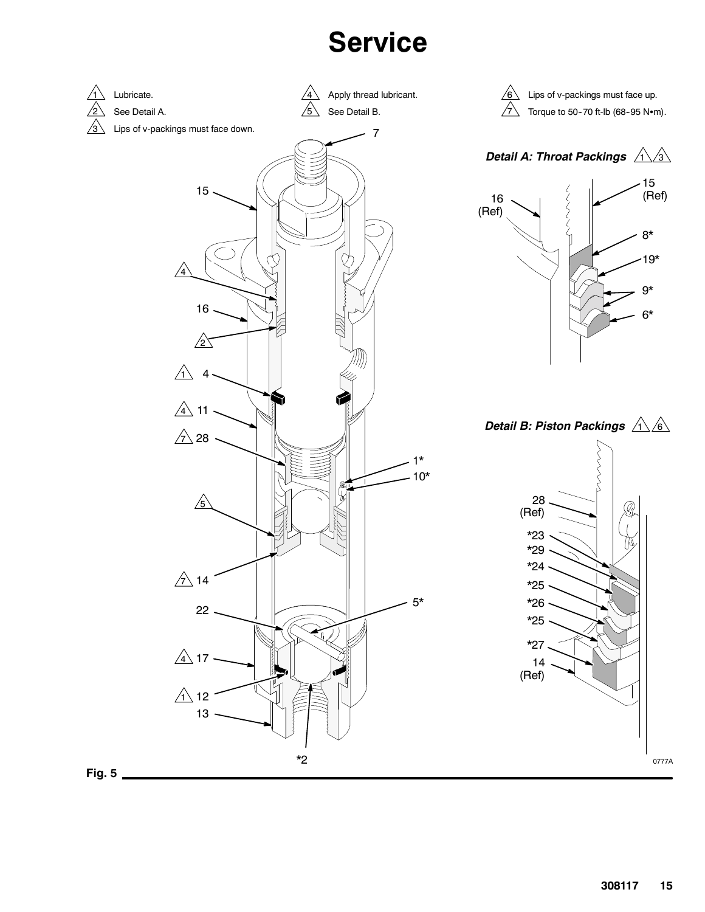# Service

1 Lubricate.
2 See Detail A.
3 Lips of v-packings must face down.
4 Apply thread lubricant.
5 See Detail B.
6 Lips of v-packings must face up.
7 Torque to 50-70 ft-lb (68-95 N•m).

7

15

4

16

2

1 4

4 11

7 28

1*
10*

5

7 14

22

5*

4 17

1 12

13

*2

***Detail A: Throat Packings*** 1 3

16 (Ref)

15 (Ref)

8*

19*

9*

6*

***Detail B: Piston Packings*** 1 6

28 (Ref)

*23

*29

*24

*25

*26

*25

*27

14 (Ref)

0777A

**Fig. 5**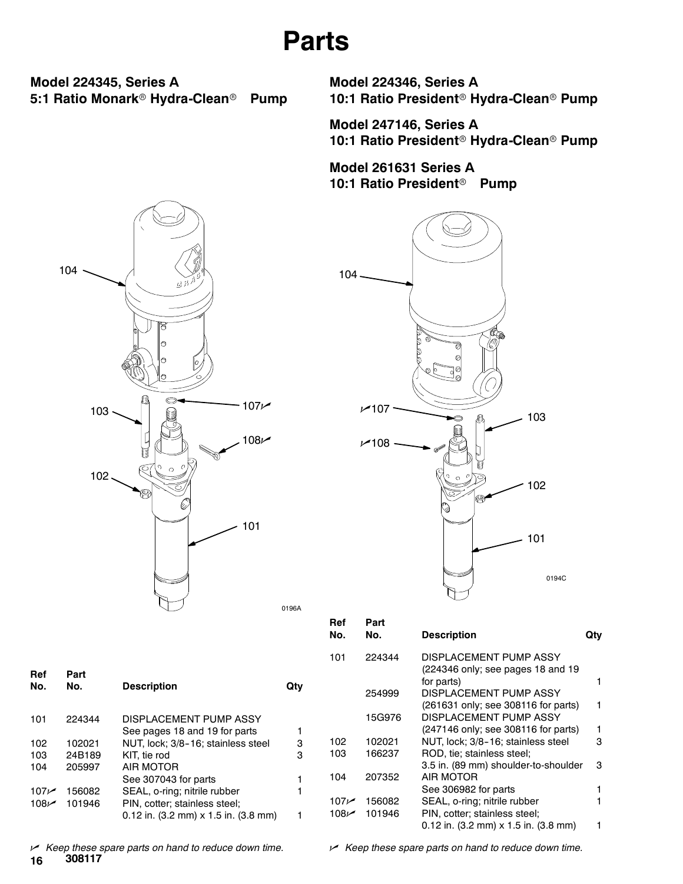# Parts

## Model 224345, Series A
## 5:1 Ratio Monark® Hydra-Clean® Pump

0196A

| Ref No. | Part No. | Description | Qty |
|---|---|---|---|
| 101 | 224344 | DISPLACEMENT PUMP ASSY See pages 18 and 19 for parts | 1 |
| 102 | 102021 | NUT, lock; 3/8-16; stainless steel | 3 |
| 103 | 24B189 | KIT, tie rod | 3 |
| 104 | 205997 | AIR MOTOR See 307043 for parts | 1 |
| 107✓ | 156082 | SEAL, o-ring; nitrile rubber | 1 |
| 108✓ | 101946 | PIN, cotter; stainless steel; 0.12 in. (3.2 mm) x 1.5 in. (3.8 mm) | 1 |

✓ *Keep these spare parts on hand to reduce down time.*

## Model 224346, Series A
## 10:1 Ratio President® Hydra-Clean® Pump

## Model 247146, Series A
## 10:1 Ratio President® Hydra-Clean® Pump

## Model 261631 Series A
## 10:1 Ratio President® Pump

0194C

| Ref No. | Part No. | Description | Qty |
|---|---|---|---|
| 101 | 224344 | DISPLACEMENT PUMP ASSY (224346 only; see pages 18 and 19 for parts) | 1 |
| | 254999 | DISPLACEMENT PUMP ASSY (261631 only; see 308116 for parts) | 1 |
| | 15G976 | DISPLACEMENT PUMP ASSY (247146 only; see 308116 for parts) | 1 |
| 102 | 102021 | NUT, lock; 3/8-16; stainless steel | 3 |
| 103 | 166237 | ROD, tie; stainless steel; 3.5 in. (89 mm) shoulder-to-shoulder | 3 |
| 104 | 207352 | AIR MOTOR See 306982 for parts | 1 |
| 107✓ | 156082 | SEAL, o-ring; nitrile rubber | 1 |
| 108✓ | 101946 | PIN, cotter; stainless steel; 0.12 in. (3.2 mm) x 1.5 in. (3.8 mm) | 1 |

✓ *Keep these spare parts on hand to reduce down time.*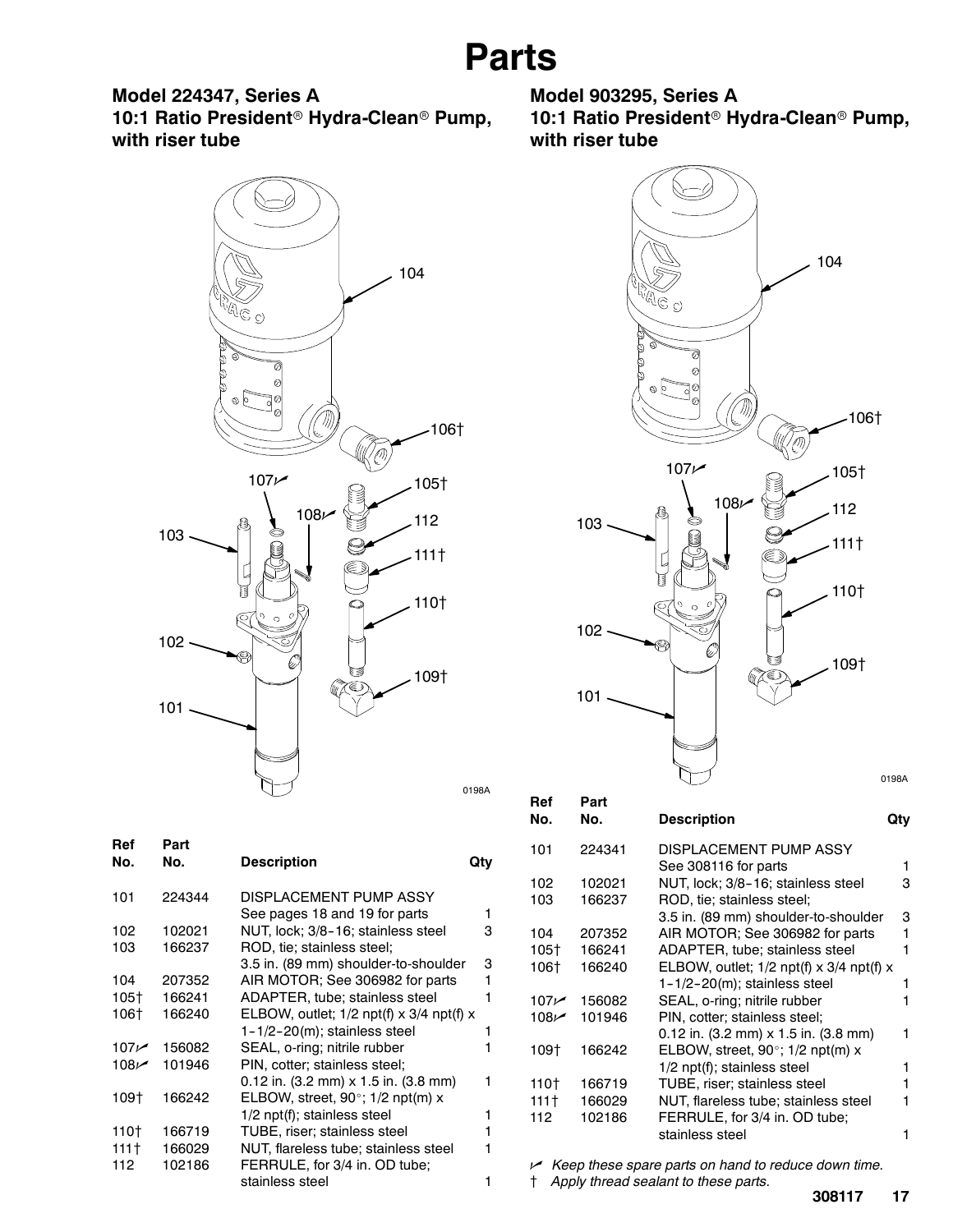# Parts

## Model 224347, Series A
## 10:1 Ratio President® Hydra-Clean® Pump, with riser tube

| Ref No. | Part No. | Description | Qty |
|---|---|---|---|
| 101 | 224344 | DISPLACEMENT PUMP ASSY See pages 18 and 19 for parts | 1 |
| 102 | 102021 | NUT, lock; 3/8-16; stainless steel | 3 |
| 103 | 166237 | ROD, tie; stainless steel; 3.5 in. (89 mm) shoulder-to-shoulder | 3 |
| 104 | 207352 | AIR MOTOR; See 306982 for parts | 1 |
| 105† | 166241 | ADAPTER, tube; stainless steel | 1 |
| 106† | 166240 | ELBOW, outlet; 1/2 npt(f) x 3/4 npt(f) x 1-1/2-20(m); stainless steel | 1 |
| 107✓ | 156082 | SEAL, o-ring; nitrile rubber | 1 |
| 108✓ | 101946 | PIN, cotter; stainless steel; 0.12 in. (3.2 mm) x 1.5 in. (3.8 mm) | 1 |
| 109† | 166242 | ELBOW, street, 90°; 1/2 npt(m) x 1/2 npt(f); stainless steel | 1 |
| 110† | 166719 | TUBE, riser; stainless steel | 1 |
| 111† | 166029 | NUT, flareless tube; stainless steel | 1 |
| 112 | 102186 | FERRULE, for 3/4 in. OD tube; stainless steel | 1 |

## Model 903295, Series A
## 10:1 Ratio President® Hydra-Clean® Pump, with riser tube

| Ref No. | Part No. | Description | Qty |
|---|---|---|---|
| 101 | 224341 | DISPLACEMENT PUMP ASSY See 308116 for parts | 1 |
| 102 | 102021 | NUT, lock; 3/8-16; stainless steel | 3 |
| 103 | 166237 | ROD, tie; stainless steel; 3.5 in. (89 mm) shoulder-to-shoulder | 3 |
| 104 | 207352 | AIR MOTOR; See 306982 for parts | 1 |
| 105† | 166241 | ADAPTER, tube; stainless steel | 1 |
| 106† | 166240 | ELBOW, outlet; 1/2 npt(f) x 3/4 npt(f) x 1-1/2-20(m); stainless steel | 1 |
| 107✓ | 156082 | SEAL, o-ring; nitrile rubber | 1 |
| 108✓ | 101946 | PIN, cotter; stainless steel; 0.12 in. (3.2 mm) x 1.5 in. (3.8 mm) | 1 |
| 109† | 166242 | ELBOW, street, 90°; 1/2 npt(m) x 1/2 npt(f); stainless steel | 1 |
| 110† | 166719 | TUBE, riser; stainless steel | 1 |
| 111† | 166029 | NUT, flareless tube; stainless steel | 1 |
| 112 | 102186 | FERRULE, for 3/4 in. OD tube; stainless steel | 1 |

✓ *Keep these spare parts on hand to reduce down time.*

† *Apply thread sealant to these parts.*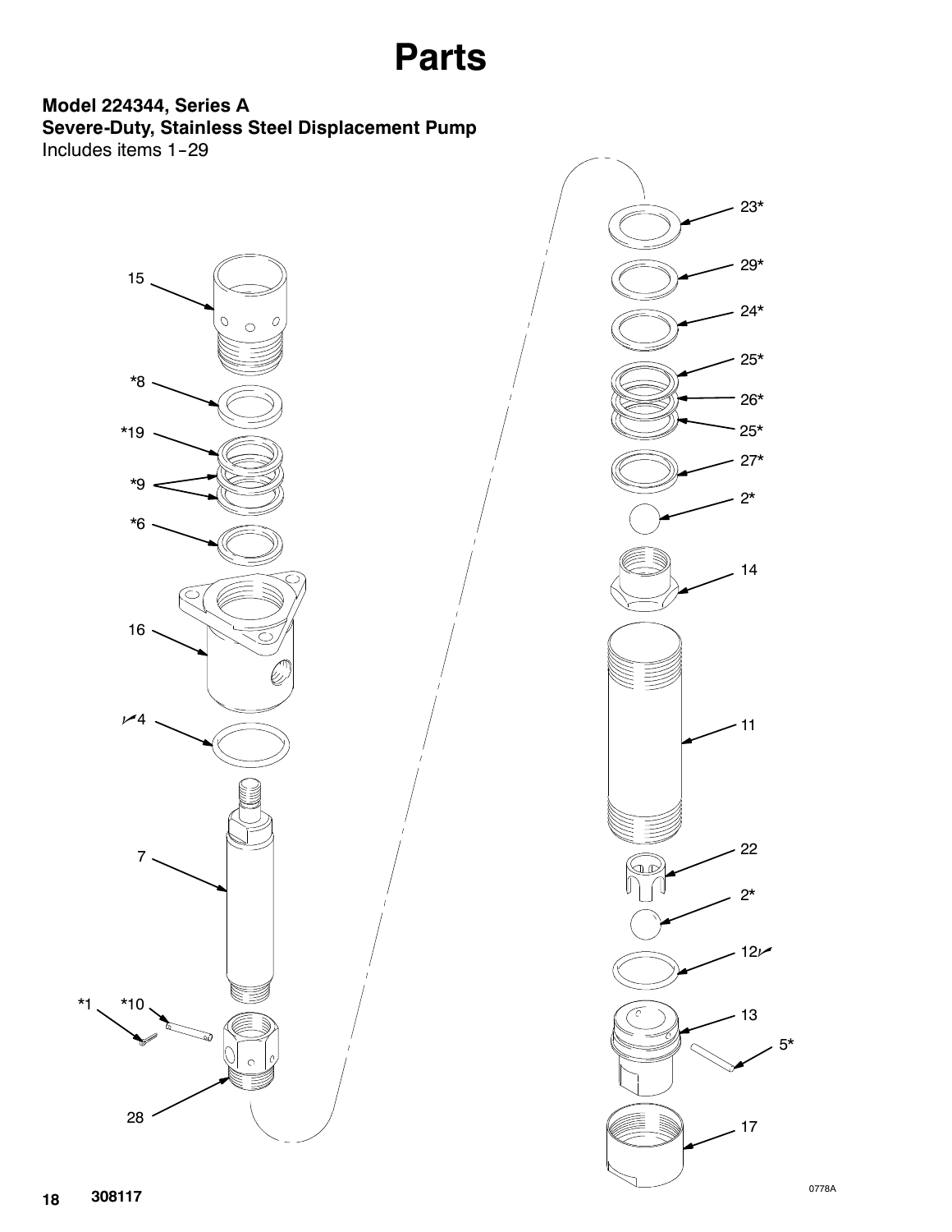# Parts

**Model 224344, Series A**
**Severe-Duty, Stainless Steel Displacement Pump**
Includes items 1–29

15

*8

*19

*9

*6

16

✓4

7

*1 *10

28

23*

29*

24*

25*

26*

25*

27*

2*

14

11

22

2*

12✓

13

5*

17

0778A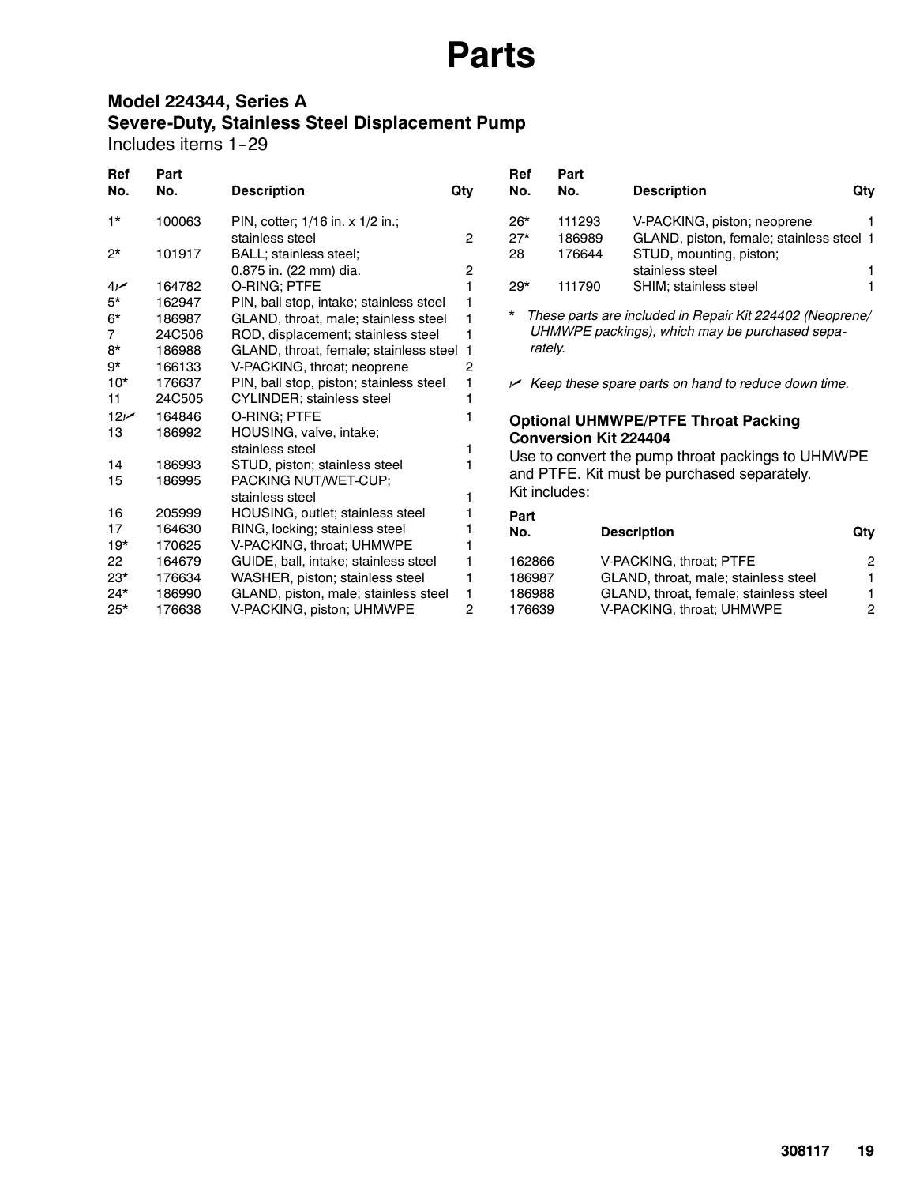# Parts

## Model 224344, Series A
## Severe-Duty, Stainless Steel Displacement Pump

Includes items 1–29

| Ref No. | Part No. | Description | Qty |
|---|---|---|---|
| 1* | 100063 | PIN, cotter; 1/16 in. x 1/2 in.; stainless steel | 2 |
| 2* | 101917 | BALL; stainless steel; 0.875 in. (22 mm) dia. | 2 |
| 4✓ | 164782 | O-RING; PTFE | 1 |
| 5* | 162947 | PIN, ball stop, intake; stainless steel | 1 |
| 6* | 186987 | GLAND, throat, male; stainless steel | 1 |
| 7 | 24C506 | ROD, displacement; stainless steel | 1 |
| 8* | 186988 | GLAND, throat, female; stainless steel | 1 |
| 9* | 166133 | V-PACKING, throat; neoprene | 2 |
| 10* | 176637 | PIN, ball stop, piston; stainless steel | 1 |
| 11 | 24C505 | CYLINDER; stainless steel | 1 |
| 12✓ | 164846 | O-RING; PTFE | 1 |
| 13 | 186992 | HOUSING, valve, intake; stainless steel | 1 |
| 14 | 186993 | STUD, piston; stainless steel | 1 |
| 15 | 186995 | PACKING NUT/WET-CUP; stainless steel | 1 |
| 16 | 205999 | HOUSING, outlet; stainless steel | 1 |
| 17 | 164630 | RING, locking; stainless steel | 1 |
| 19* | 170625 | V-PACKING, throat; UHMWPE | 1 |
| 22 | 164679 | GUIDE, ball, intake; stainless steel | 1 |
| 23* | 176634 | WASHER, piston; stainless steel | 1 |
| 24* | 186990 | GLAND, piston, male; stainless steel | 1 |
| 25* | 176638 | V-PACKING, piston; UHMWPE | 2 |
| 26* | 111293 | V-PACKING, piston; neoprene | 1 |
| 27* | 186989 | GLAND, piston, female; stainless steel | 1 |
| 28 | 176644 | STUD, mounting, piston; stainless steel | 1 |
| 29* | 111790 | SHIM; stainless steel | 1 |

\* *These parts are included in Repair Kit 224402 (Neoprene/UHMWPE packings), which may be purchased separately.*

✓ *Keep these spare parts on hand to reduce down time.*

### Optional UHMWPE/PTFE Throat Packing Conversion Kit 224404

Use to convert the pump throat packings to UHMWPE and PTFE. Kit must be purchased separately.
Kit includes:

| Part No. | Description | Qty |
|---|---|---|
| 162866 | V-PACKING, throat; PTFE | 2 |
| 186987 | GLAND, throat, male; stainless steel | 1 |
| 186988 | GLAND, throat, female; stainless steel | 1 |
| 176639 | V-PACKING, throat; UHMWPE | 2 |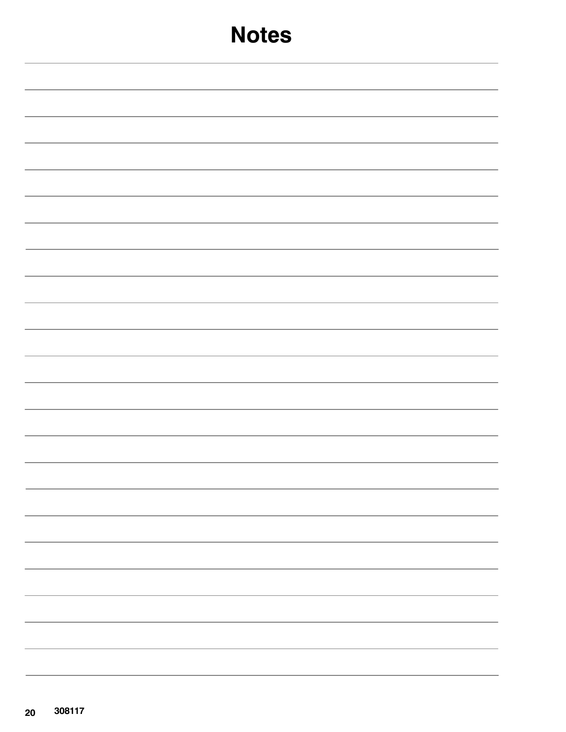# Notes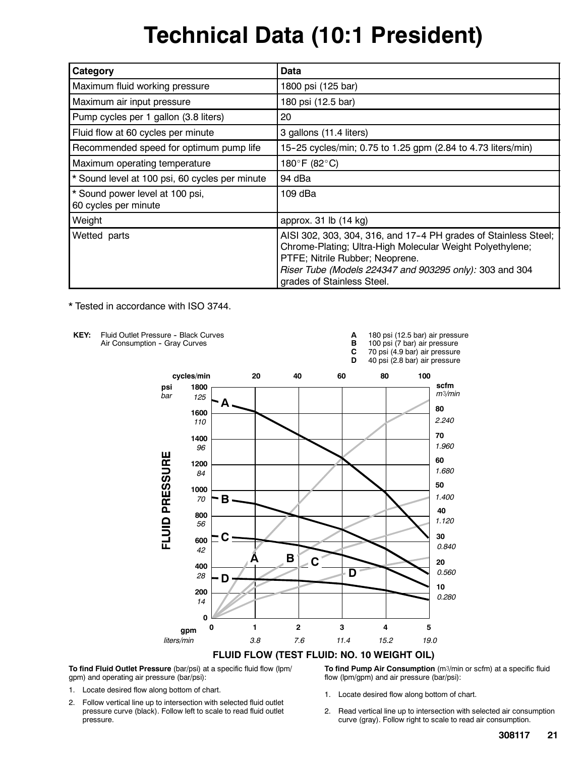# Technical Data (10:1 President)

| Category | Data |
|---|---|
| Maximum fluid working pressure | 1800 psi (125 bar) |
| Maximum air input pressure | 180 psi (12.5 bar) |
| Pump cycles per 1 gallon (3.8 liters) | 20 |
| Fluid flow at 60 cycles per minute | 3 gallons (11.4 liters) |
| Recommended speed for optimum pump life | 15–25 cycles/min; 0.75 to 1.25 gpm (2.84 to 4.73 liters/min) |
| Maximum operating temperature | 180°F (82°C) |
| * Sound level at 100 psi, 60 cycles per minute | 94 dBa |
| * Sound power level at 100 psi, 60 cycles per minute | 109 dBa |
| Weight | approx. 31 lb (14 kg) |
| Wetted parts | AISI 302, 303, 304, 316, and 17–4 PH grades of Stainless Steel; Chrome-Plating; Ultra-High Molecular Weight Polyethylene; PTFE; Nitrile Rubber; Neoprene. *Riser Tube (Models 224347 and 903295 only):* 303 and 304 grades of Stainless Steel. |

* Tested in accordance with ISO 3744.

**KEY:** Fluid Outlet Pressure - Black Curves
Air Consumption - Gray Curves

**A** 180 psi (12.5 bar) air pressure
**B** 100 psi (7 bar) air pressure
**C** 70 psi (4.9 bar) air pressure
**D** 40 psi (2.8 bar) air pressure

**FLUID FLOW (TEST FLUID: NO. 10 WEIGHT OIL)**

**To find Fluid Outlet Pressure** (bar/psi) at a specific fluid flow (lpm/gpm) and operating air pressure (bar/psi):

1. Locate desired flow along bottom of chart.
2. Follow vertical line up to intersection with selected fluid outlet pressure curve (black). Follow left to scale to read fluid outlet pressure.

**To find Pump Air Consumption** (m3/min or scfm) at a specific fluid flow (lpm/gpm) and air pressure (bar/psi):

1. Locate desired flow along bottom of chart.
2. Read vertical line up to intersection with selected air consumption curve (gray). Follow right to scale to read air consumption.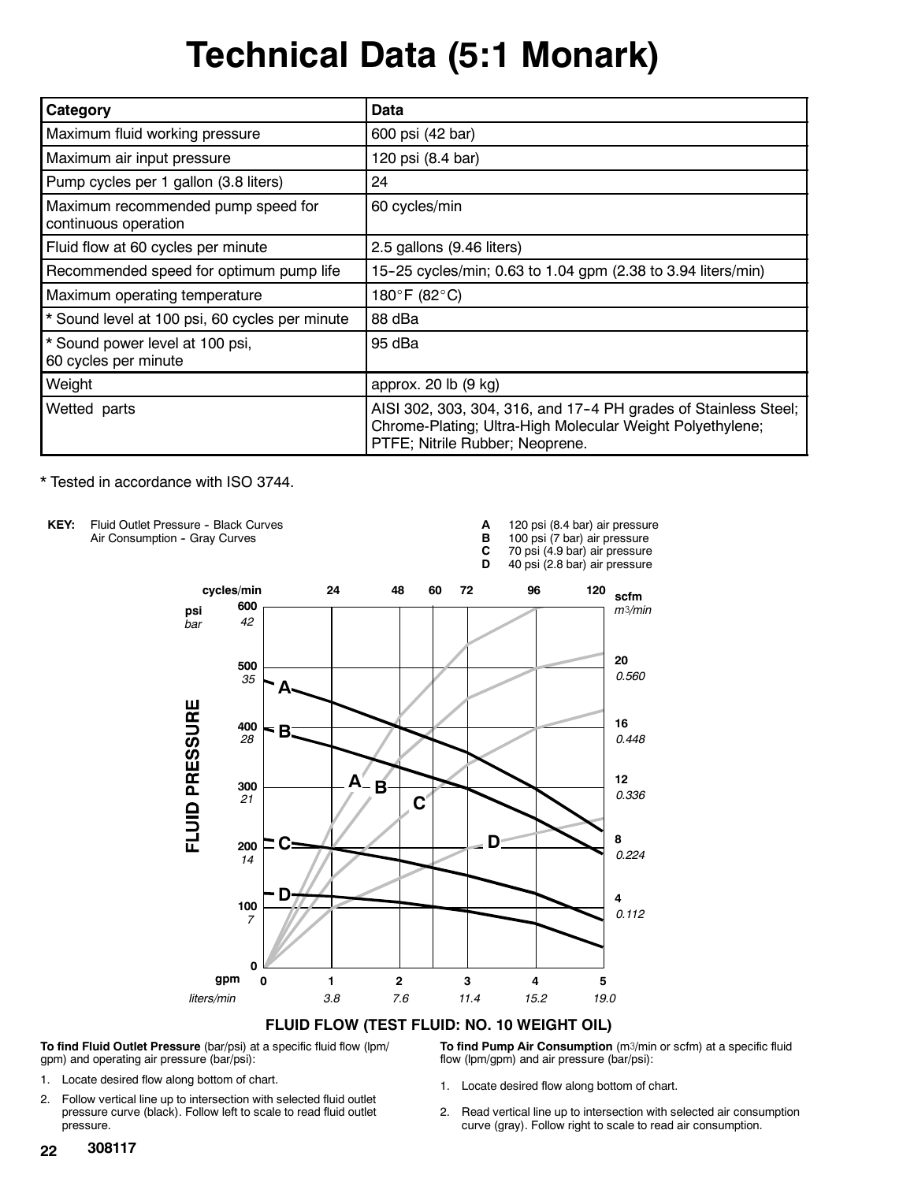# Technical Data (5:1 Monark)

| Category | Data |
| --- | --- |
| Maximum fluid working pressure | 600 psi (42 bar) |
| Maximum air input pressure | 120 psi (8.4 bar) |
| Pump cycles per 1 gallon (3.8 liters) | 24 |
| Maximum recommended pump speed for continuous operation | 60 cycles/min |
| Fluid flow at 60 cycles per minute | 2.5 gallons (9.46 liters) |
| Recommended speed for optimum pump life | 15-25 cycles/min; 0.63 to 1.04 gpm (2.38 to 3.94 liters/min) |
| Maximum operating temperature | 180°F (82°C) |
| * Sound level at 100 psi, 60 cycles per minute | 88 dBa |
| * Sound power level at 100 psi, 60 cycles per minute | 95 dBa |
| Weight | approx. 20 lb (9 kg) |
| Wetted parts | AISI 302, 303, 304, 316, and 17-4 PH grades of Stainless Steel; Chrome-Plating; Ultra-High Molecular Weight Polyethylene; PTFE; Nitrile Rubber; Neoprene. |

\* Tested in accordance with ISO 3744.

**KEY:** Fluid Outlet Pressure - Black Curves
Air Consumption - Gray Curves

**A** 120 psi (8.4 bar) air pressure
**B** 100 psi (7 bar) air pressure
**C** 70 psi (4.9 bar) air pressure
**D** 40 psi (2.8 bar) air pressure

**FLUID FLOW (TEST FLUID: NO. 10 WEIGHT OIL)**

**To find Fluid Outlet Pressure** (bar/psi) at a specific fluid flow (lpm/gpm) and operating air pressure (bar/psi):

1. Locate desired flow along bottom of chart.
2. Follow vertical line up to intersection with selected fluid outlet pressure curve (black). Follow left to scale to read fluid outlet pressure.

**To find Pump Air Consumption** ($m^3$/min or scfm) at a specific fluid flow (lpm/gpm) and air pressure (bar/psi):

1. Locate desired flow along bottom of chart.
2. Read vertical line up to intersection with selected air consumption curve (gray). Follow right to scale to read air consumption.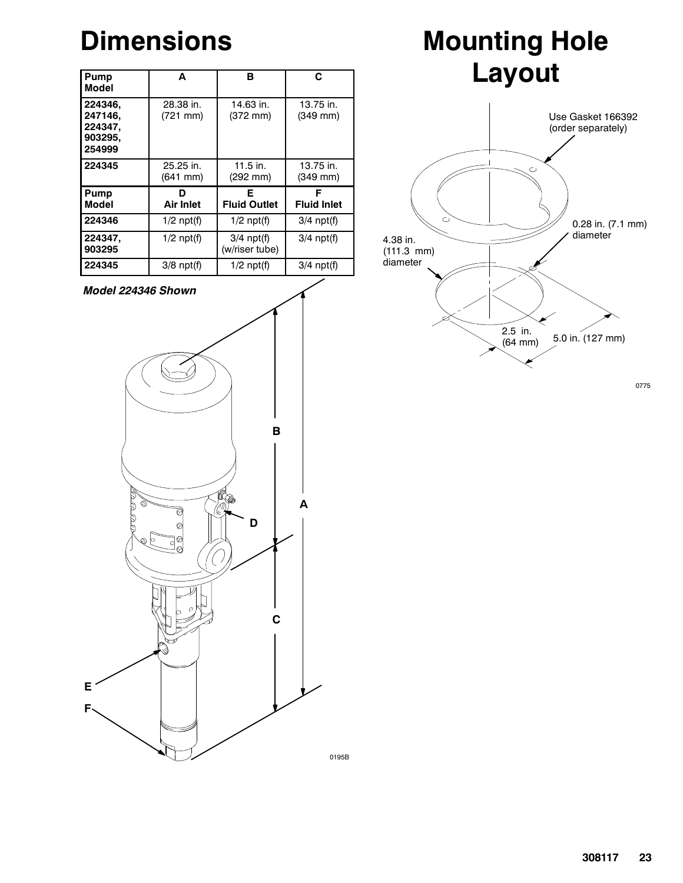# Dimensions

| Pump Model | A | B | C |
|---|---|---|---|
| 224346, 247146, 224347, 903295, 254999 | 28.38 in. (721 mm) | 14.63 in. (372 mm) | 13.75 in. (349 mm) |
| 224345 | 25.25 in. (641 mm) | 11.5 in. (292 mm) | 13.75 in. (349 mm) |

| Pump Model | D Air Inlet | E Fluid Outlet | F Fluid Inlet |
|---|---|---|---|
| 224346 | 1/2 npt(f) | 1/2 npt(f) | 3/4 npt(f) |
| 224347, 903295 | 1/2 npt(f) | 3/4 npt(f) (w/riser tube) | 3/4 npt(f) |
| 224345 | 3/8 npt(f) | 1/2 npt(f) | 3/4 npt(f) |

***Model 224346 Shown***

B

A

D

C

E

F

0195B

# Mounting Hole Layout

Use Gasket 166392 (order separately)

0.28 in. (7.1 mm) diameter

4.38 in. (111.3 mm) diameter

2.5 in. (64 mm)

5.0 in. (127 mm)

0775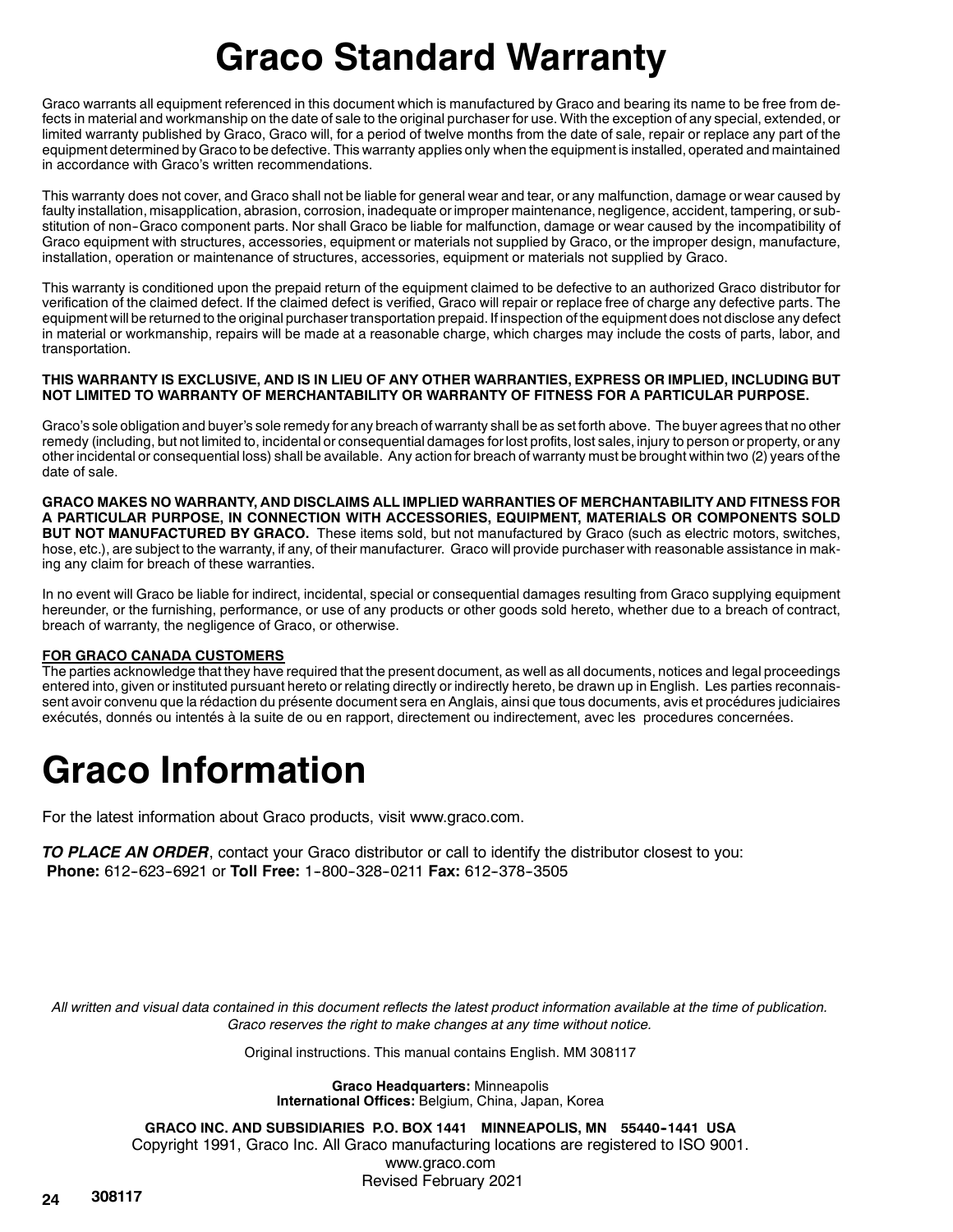# Graco Standard Warranty

Graco warrants all equipment referenced in this document which is manufactured by Graco and bearing its name to be free from defects in material and workmanship on the date of sale to the original purchaser for use. With the exception of any special, extended, or limited warranty published by Graco, Graco will, for a period of twelve months from the date of sale, repair or replace any part of the equipment determined by Graco to be defective. This warranty applies only when the equipment is installed, operated and maintained in accordance with Graco's written recommendations.

This warranty does not cover, and Graco shall not be liable for general wear and tear, or any malfunction, damage or wear caused by faulty installation, misapplication, abrasion, corrosion, inadequate or improper maintenance, negligence, accident, tampering, or substitution of non-Graco component parts. Nor shall Graco be liable for malfunction, damage or wear caused by the incompatibility of Graco equipment with structures, accessories, equipment or materials not supplied by Graco, or the improper design, manufacture, installation, operation or maintenance of structures, accessories, equipment or materials not supplied by Graco.

This warranty is conditioned upon the prepaid return of the equipment claimed to be defective to an authorized Graco distributor for verification of the claimed defect. If the claimed defect is verified, Graco will repair or replace free of charge any defective parts. The equipment will be returned to the original purchaser transportation prepaid. If inspection of the equipment does not disclose any defect in material or workmanship, repairs will be made at a reasonable charge, which charges may include the costs of parts, labor, and transportation.

**THIS WARRANTY IS EXCLUSIVE, AND IS IN LIEU OF ANY OTHER WARRANTIES, EXPRESS OR IMPLIED, INCLUDING BUT NOT LIMITED TO WARRANTY OF MERCHANTABILITY OR WARRANTY OF FITNESS FOR A PARTICULAR PURPOSE.**

Graco's sole obligation and buyer's sole remedy for any breach of warranty shall be as set forth above. The buyer agrees that no other remedy (including, but not limited to, incidental or consequential damages for lost profits, lost sales, injury to person or property, or any other incidental or consequential loss) shall be available. Any action for breach of warranty must be brought within two (2) years of the date of sale.

**GRACO MAKES NO WARRANTY, AND DISCLAIMS ALL IMPLIED WARRANTIES OF MERCHANTABILITY AND FITNESS FOR A PARTICULAR PURPOSE, IN CONNECTION WITH ACCESSORIES, EQUIPMENT, MATERIALS OR COMPONENTS SOLD BUT NOT MANUFACTURED BY GRACO.** These items sold, but not manufactured by Graco (such as electric motors, switches, hose, etc.), are subject to the warranty, if any, of their manufacturer. Graco will provide purchaser with reasonable assistance in making any claim for breach of these warranties.

In no event will Graco be liable for indirect, incidental, special or consequential damages resulting from Graco supplying equipment hereunder, or the furnishing, performance, or use of any products or other goods sold hereto, whether due to a breach of contract, breach of warranty, the negligence of Graco, or otherwise.

**FOR GRACO CANADA CUSTOMERS**

The parties acknowledge that they have required that the present document, as well as all documents, notices and legal proceedings entered into, given or instituted pursuant hereto or relating directly or indirectly hereto, be drawn up in English. Les parties reconnaissent avoir convenu que la rédaction du présente document sera en Anglais, ainsi que tous documents, avis et procédures judiciaires exécutés, donnés ou intentés à la suite de ou en rapport, directement ou indirectement, avec les procedures concernées.

# Graco Information

For the latest information about Graco products, visit www.graco.com.

***TO PLACE AN ORDER***, contact your Graco distributor or call to identify the distributor closest to you:
**Phone:** 612-623-6921 or **Toll Free:** 1-800-328-0211 **Fax:** 612-378-3505

*All written and visual data contained in this document reflects the latest product information available at the time of publication. Graco reserves the right to make changes at any time without notice.*

Original instructions. This manual contains English. MM 308117

**Graco Headquarters:** Minneapolis
**International Offices:** Belgium, China, Japan, Korea

**GRACO INC. AND SUBSIDIARIES P.O. BOX 1441 MINNEAPOLIS, MN 55440-1441 USA**
Copyright 1991, Graco Inc. All Graco manufacturing locations are registered to ISO 9001.
www.graco.com
Revised February 2021